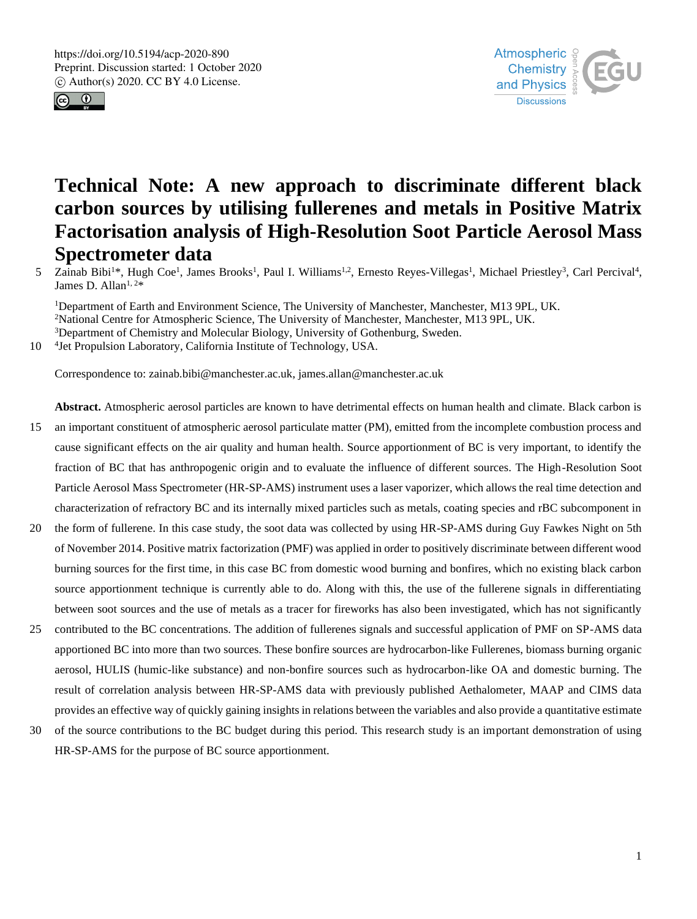# Technical Note: A new approach to discriminate different black carbon sources by utilising fullerenes and metals in Positive Matrix Factorisation analysis of High-Resolution Soot Particle Aerosol Mass Spectrometer data

Zainab Bibi[1]*, Hugh Coe[1], James Brooks[1], Paul I. Williams[1,2], Ernesto Reyes-Villegas[1], Michael Priestley[3], Carl Percival[4], James D. Allan[1, 2]*

[1]Department of Earth and Environment Science, The University of Manchester, Manchester, M13 9PL, UK.
[2]National Centre for Atmospheric Science, The University of Manchester, Manchester, M13 9PL, UK.
[3]Department of Chemistry and Molecular Biology, University of Gothenburg, Sweden.
[4]Jet Propulsion Laboratory, California Institute of Technology, USA.

Correspondence to: zainab.bibi@manchester.ac.uk, james.allan@manchester.ac.uk

**Abstract.** Atmospheric aerosol particles are known to have detrimental effects on human health and climate. Black carbon is an important constituent of atmospheric aerosol particulate matter (PM), emitted from the incomplete combustion process and cause significant effects on the air quality and human health. Source apportionment of BC is very important, to identify the fraction of BC that has anthropogenic origin and to evaluate the influence of different sources. The High-Resolution Soot Particle Aerosol Mass Spectrometer (HR-SP-AMS) instrument uses a laser vaporizer, which allows the real time detection and characterization of refractory BC and its internally mixed particles such as metals, coating species and rBC subcomponent in the form of fullerene. In this case study, the soot data was collected by using HR-SP-AMS during Guy Fawkes Night on 5th of November 2014. Positive matrix factorization (PMF) was applied in order to positively discriminate between different wood burning sources for the first time, in this case BC from domestic wood burning and bonfires, which no existing black carbon source apportionment technique is currently able to do. Along with this, the use of the fullerene signals in differentiating between soot sources and the use of metals as a tracer for fireworks has also been investigated, which has not significantly contributed to the BC concentrations. The addition of fullerenes signals and successful application of PMF on SP-AMS data apportioned BC into more than two sources. These bonfire sources are hydrocarbon-like Fullerenes, biomass burning organic aerosol, HULIS (humic-like substance) and non-bonfire sources such as hydrocarbon-like OA and domestic burning. The result of correlation analysis between HR-SP-AMS data with previously published Aethalometer, MAAP and CIMS data provides an effective way of quickly gaining insights in relations between the variables and also provide a quantitative estimate of the source contributions to the BC budget during this period. This research study is an important demonstration of using HR-SP-AMS for the purpose of BC source apportionment.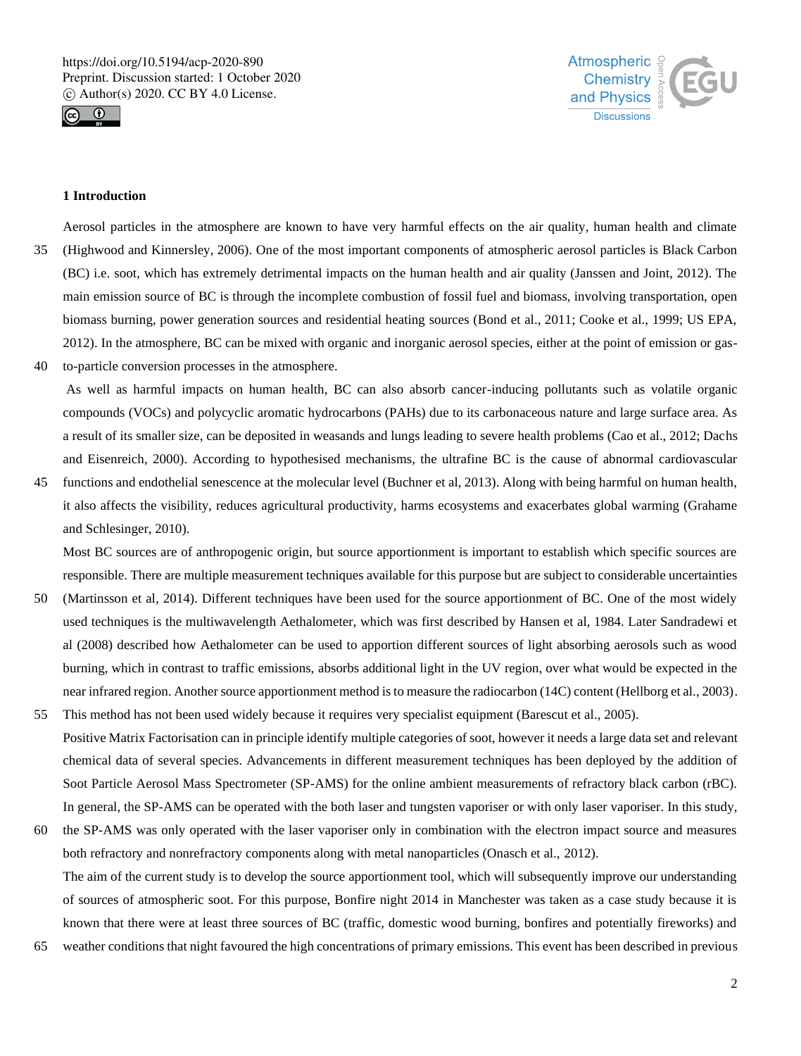## 1 Introduction

Aerosol particles in the atmosphere are known to have very harmful effects on the air quality, human health and climate (Highwood and Kinnersley, 2006). One of the most important components of atmospheric aerosol particles is Black Carbon (BC) i.e. soot, which has extremely detrimental impacts on the human health and air quality (Janssen and Joint, 2012). The main emission source of BC is through the incomplete combustion of fossil fuel and biomass, involving transportation, open biomass burning, power generation sources and residential heating sources (Bond et al., 2011; Cooke et al., 1999; US EPA, 2012). In the atmosphere, BC can be mixed with organic and inorganic aerosol species, either at the point of emission or gas-to-particle conversion processes in the atmosphere.

As well as harmful impacts on human health, BC can also absorb cancer-inducing pollutants such as volatile organic compounds (VOCs) and polycyclic aromatic hydrocarbons (PAHs) due to its carbonaceous nature and large surface area. As a result of its smaller size, can be deposited in weasands and lungs leading to severe health problems (Cao et al., 2012; Dachs and Eisenreich, 2000). According to hypothesised mechanisms, the ultrafine BC is the cause of abnormal cardiovascular functions and endothelial senescence at the molecular level (Buchner et al, 2013). Along with being harmful on human health, it also affects the visibility, reduces agricultural productivity, harms ecosystems and exacerbates global warming (Grahame and Schlesinger, 2010).

Most BC sources are of anthropogenic origin, but source apportionment is important to establish which specific sources are responsible. There are multiple measurement techniques available for this purpose but are subject to considerable uncertainties (Martinsson et al, 2014). Different techniques have been used for the source apportionment of BC. One of the most widely used techniques is the multiwavelength Aethalometer, which was first described by Hansen et al, 1984. Later Sandradewi et al (2008) described how Aethalometer can be used to apportion different sources of light absorbing aerosols such as wood burning, which in contrast to traffic emissions, absorbs additional light in the UV region, over what would be expected in the near infrared region. Another source apportionment method is to measure the radiocarbon (14C) content (Hellborg et al., 2003). This method has not been used widely because it requires very specialist equipment (Barescut et al., 2005).

Positive Matrix Factorisation can in principle identify multiple categories of soot, however it needs a large data set and relevant chemical data of several species. Advancements in different measurement techniques has been deployed by the addition of Soot Particle Aerosol Mass Spectrometer (SP-AMS) for the online ambient measurements of refractory black carbon (rBC). In general, the SP-AMS can be operated with the both laser and tungsten vaporiser or with only laser vaporiser. In this study, the SP-AMS was only operated with the laser vaporiser only in combination with the electron impact source and measures both refractory and nonrefractory components along with metal nanoparticles (Onasch et al., 2012).

The aim of the current study is to develop the source apportionment tool, which will subsequently improve our understanding of sources of atmospheric soot. For this purpose, Bonfire night 2014 in Manchester was taken as a case study because it is known that there were at least three sources of BC (traffic, domestic wood burning, bonfires and potentially fireworks) and weather conditions that night favoured the high concentrations of primary emissions. This event has been described in previous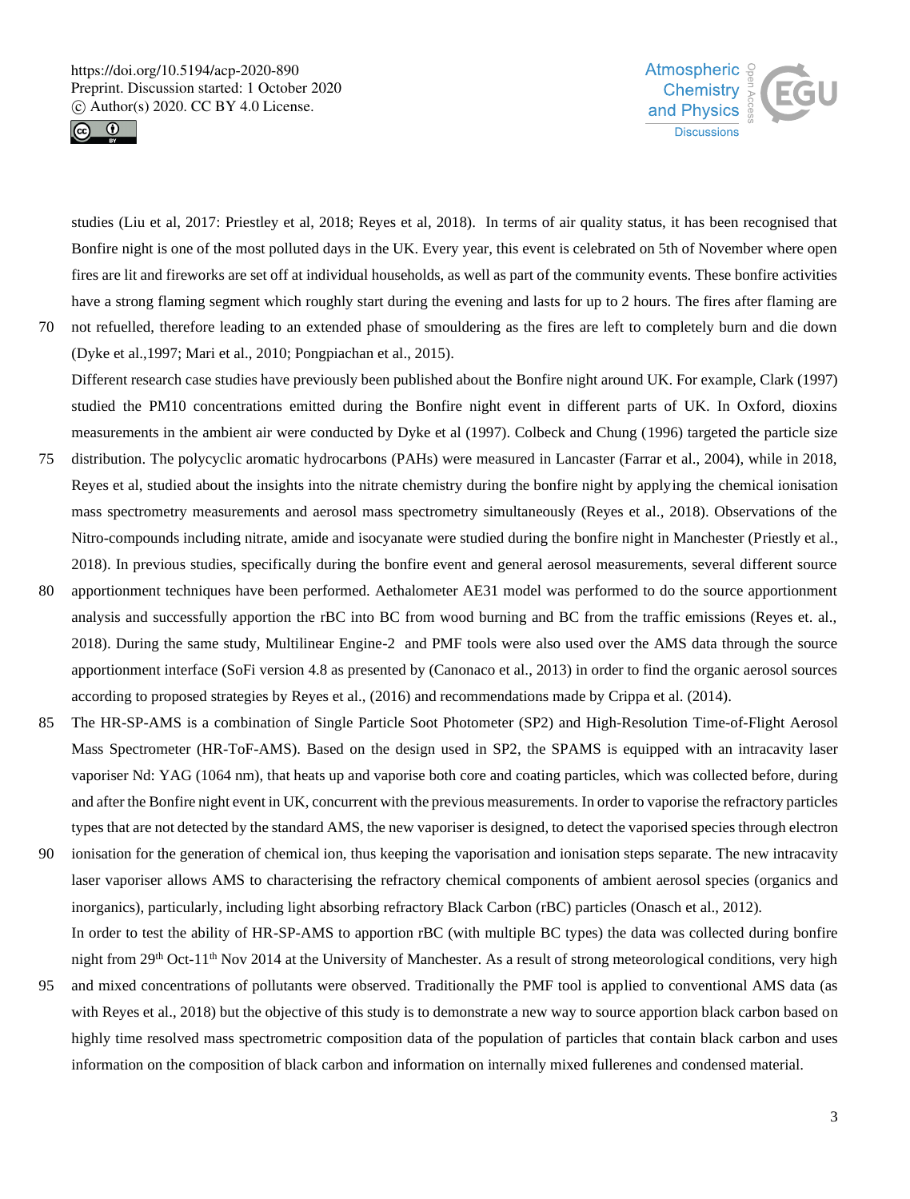studies (Liu et al, 2017: Priestley et al, 2018; Reyes et al, 2018). In terms of air quality status, it has been recognised that Bonfire night is one of the most polluted days in the UK. Every year, this event is celebrated on 5th of November where open fires are lit and fireworks are set off at individual households, as well as part of the community events. These bonfire activities have a strong flaming segment which roughly start during the evening and lasts for up to 2 hours. The fires after flaming are not refuelled, therefore leading to an extended phase of smouldering as the fires are left to completely burn and die down (Dyke et al.,1997; Mari et al., 2010; Pongpiachan et al., 2015).

Different research case studies have previously been published about the Bonfire night around UK. For example, Clark (1997) studied the PM10 concentrations emitted during the Bonfire night event in different parts of UK. In Oxford, dioxins measurements in the ambient air were conducted by Dyke et al (1997). Colbeck and Chung (1996) targeted the particle size distribution. The polycyclic aromatic hydrocarbons (PAHs) were measured in Lancaster (Farrar et al., 2004), while in 2018, Reyes et al, studied about the insights into the nitrate chemistry during the bonfire night by applying the chemical ionisation mass spectrometry measurements and aerosol mass spectrometry simultaneously (Reyes et al., 2018). Observations of the Nitro-compounds including nitrate, amide and isocyanate were studied during the bonfire night in Manchester (Priestly et al., 2018). In previous studies, specifically during the bonfire event and general aerosol measurements, several different source apportionment techniques have been performed. Aethalometer AE31 model was performed to do the source apportionment analysis and successfully apportion the rBC into BC from wood burning and BC from the traffic emissions (Reyes et. al., 2018). During the same study, Multilinear Engine-2 and PMF tools were also used over the AMS data through the source apportionment interface (SoFi version 4.8 as presented by (Canonaco et al., 2013) in order to find the organic aerosol sources according to proposed strategies by Reyes et al., (2016) and recommendations made by Crippa et al. (2014).

The HR-SP-AMS is a combination of Single Particle Soot Photometer (SP2) and High-Resolution Time-of-Flight Aerosol Mass Spectrometer (HR-ToF-AMS). Based on the design used in SP2, the SPAMS is equipped with an intracavity laser vaporiser Nd: YAG (1064 nm), that heats up and vaporise both core and coating particles, which was collected before, during and after the Bonfire night event in UK, concurrent with the previous measurements. In order to vaporise the refractory particles types that are not detected by the standard AMS, the new vaporiser is designed, to detect the vaporised species through electron ionisation for the generation of chemical ion, thus keeping the vaporisation and ionisation steps separate. The new intracavity laser vaporiser allows AMS to characterising the refractory chemical components of ambient aerosol species (organics and inorganics), particularly, including light absorbing refractory Black Carbon (rBC) particles (Onasch et al., 2012).

In order to test the ability of HR-SP-AMS to apportion rBC (with multiple BC types) the data was collected during bonfire night from 29$^{th}$ Oct-11$^{th}$ Nov 2014 at the University of Manchester. As a result of strong meteorological conditions, very high and mixed concentrations of pollutants were observed. Traditionally the PMF tool is applied to conventional AMS data (as with Reyes et al., 2018) but the objective of this study is to demonstrate a new way to source apportion black carbon based on highly time resolved mass spectrometric composition data of the population of particles that contain black carbon and uses information on the composition of black carbon and information on internally mixed fullerenes and condensed material.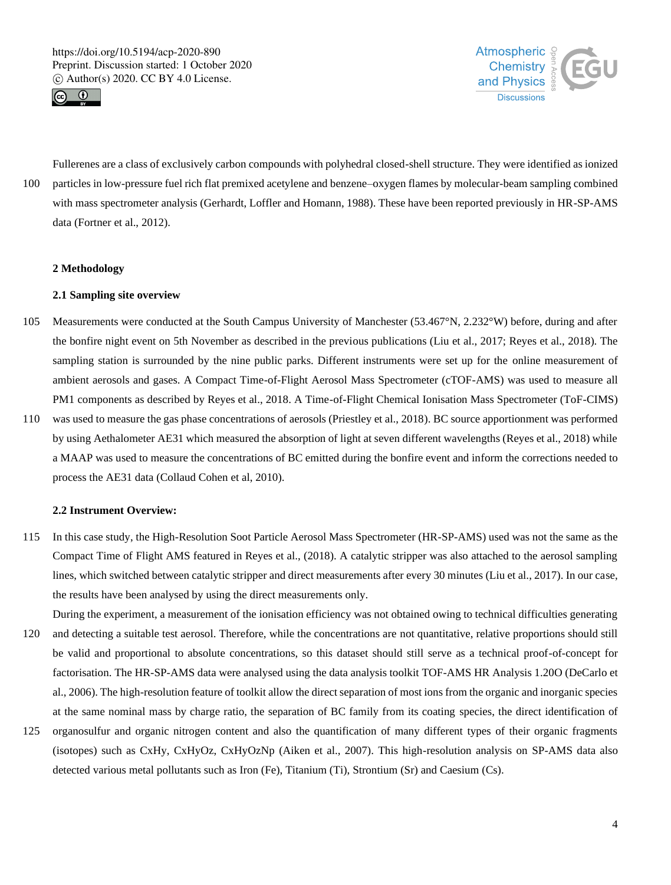Fullerenes are a class of exclusively carbon compounds with polyhedral closed-shell structure. They were identified as ionized particles in low-pressure fuel rich flat premixed acetylene and benzene–oxygen flames by molecular-beam sampling combined with mass spectrometer analysis (Gerhardt, Loffler and Homann, 1988). These have been reported previously in HR-SP-AMS data (Fortner et al., 2012).

## 2 Methodology

### 2.1 Sampling site overview

Measurements were conducted at the South Campus University of Manchester (53.467°N, 2.232°W) before, during and after the bonfire night event on 5th November as described in the previous publications (Liu et al., 2017; Reyes et al., 2018). The sampling station is surrounded by the nine public parks. Different instruments were set up for the online measurement of ambient aerosols and gases. A Compact Time-of-Flight Aerosol Mass Spectrometer (cTOF-AMS) was used to measure all PM1 components as described by Reyes et al., 2018. A Time-of-Flight Chemical Ionisation Mass Spectrometer (ToF-CIMS) was used to measure the gas phase concentrations of aerosols (Priestley et al., 2018). BC source apportionment was performed by using Aethalometer AE31 which measured the absorption of light at seven different wavelengths (Reyes et al., 2018) while a MAAP was used to measure the concentrations of BC emitted during the bonfire event and inform the corrections needed to process the AE31 data (Collaud Cohen et al, 2010).

### 2.2 Instrument Overview:

In this case study, the High-Resolution Soot Particle Aerosol Mass Spectrometer (HR-SP-AMS) used was not the same as the Compact Time of Flight AMS featured in Reyes et al., (2018). A catalytic stripper was also attached to the aerosol sampling lines, which switched between catalytic stripper and direct measurements after every 30 minutes (Liu et al., 2017). In our case, the results have been analysed by using the direct measurements only.

During the experiment, a measurement of the ionisation efficiency was not obtained owing to technical difficulties generating and detecting a suitable test aerosol. Therefore, while the concentrations are not quantitative, relative proportions should still be valid and proportional to absolute concentrations, so this dataset should still serve as a technical proof-of-concept for factorisation. The HR-SP-AMS data were analysed using the data analysis toolkit TOF-AMS HR Analysis 1.20O (DeCarlo et al., 2006). The high-resolution feature of toolkit allow the direct separation of most ions from the organic and inorganic species at the same nominal mass by charge ratio, the separation of BC family from its coating species, the direct identification of organosulfur and organic nitrogen content and also the quantification of many different types of their organic fragments (isotopes) such as $C_xH_y$, $C_xH_yO_z$, $C_xH_yO_zN_p$ (Aiken et al., 2007). This high-resolution analysis on SP-AMS data also detected various metal pollutants such as Iron (Fe), Titanium (Ti), Strontium (Sr) and Caesium (Cs).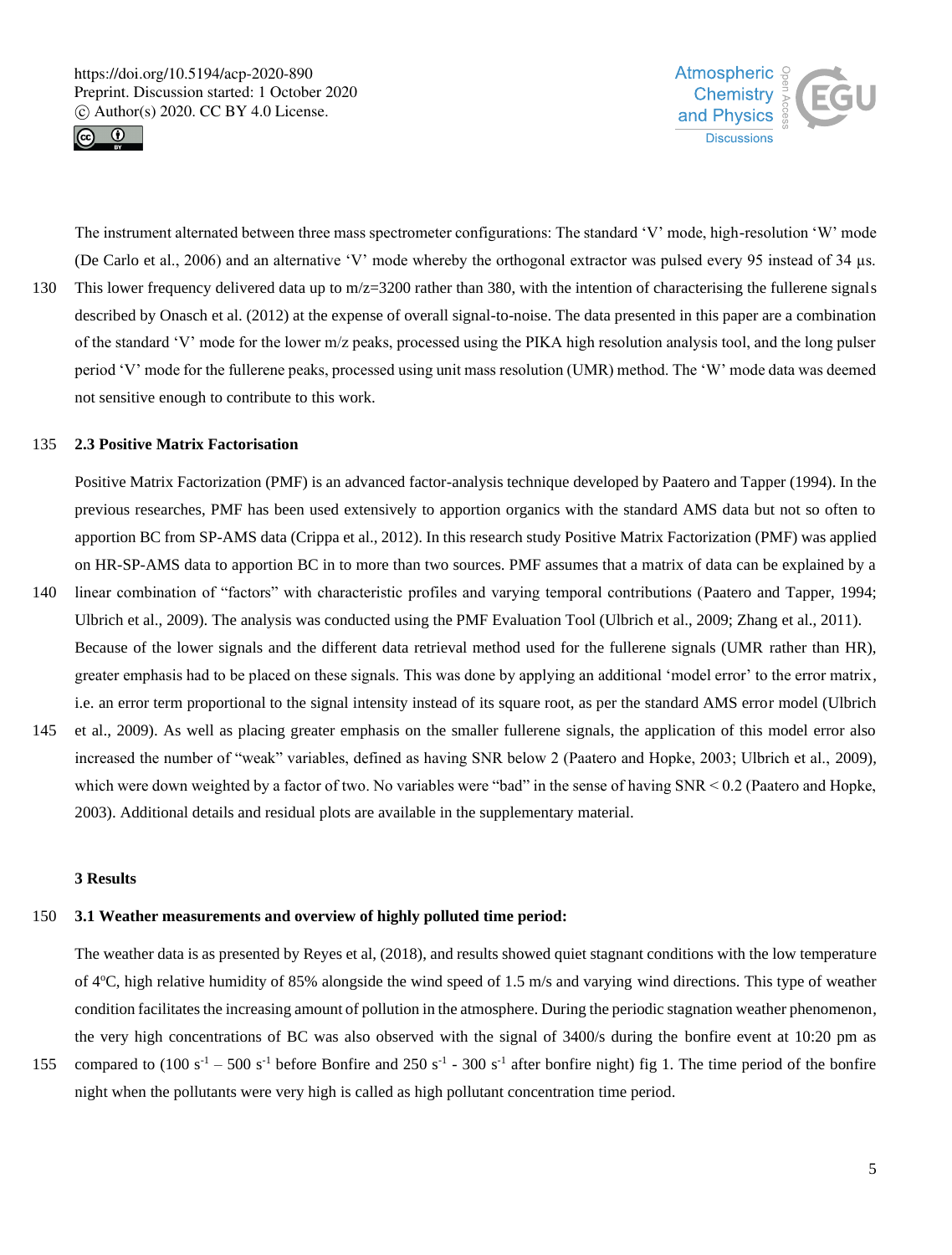The instrument alternated between three mass spectrometer configurations: The standard 'V' mode, high-resolution 'W' mode (De Carlo et al., 2006) and an alternative 'V' mode whereby the orthogonal extractor was pulsed every 95 instead of 34 µs. This lower frequency delivered data up to m/z=3200 rather than 380, with the intention of characterising the fullerene signals described by Onasch et al. (2012) at the expense of overall signal-to-noise. The data presented in this paper are a combination of the standard 'V' mode for the lower m/z peaks, processed using the PIKA high resolution analysis tool, and the long pulser period 'V' mode for the fullerene peaks, processed using unit mass resolution (UMR) method. The 'W' mode data was deemed not sensitive enough to contribute to this work.

## 2.3 Positive Matrix Factorisation

Positive Matrix Factorization (PMF) is an advanced factor-analysis technique developed by Paatero and Tapper (1994). In the previous researches, PMF has been used extensively to apportion organics with the standard AMS data but not so often to apportion BC from SP-AMS data (Crippa et al., 2012). In this research study Positive Matrix Factorization (PMF) was applied on HR-SP-AMS data to apportion BC in to more than two sources. PMF assumes that a matrix of data can be explained by a linear combination of "factors" with characteristic profiles and varying temporal contributions (Paatero and Tapper, 1994; Ulbrich et al., 2009). The analysis was conducted using the PMF Evaluation Tool (Ulbrich et al., 2009; Zhang et al., 2011). Because of the lower signals and the different data retrieval method used for the fullerene signals (UMR rather than HR), greater emphasis had to be placed on these signals. This was done by applying an additional 'model error' to the error matrix, i.e. an error term proportional to the signal intensity instead of its square root, as per the standard AMS error model (Ulbrich et al., 2009). As well as placing greater emphasis on the smaller fullerene signals, the application of this model error also increased the number of "weak" variables, defined as having SNR below 2 (Paatero and Hopke, 2003; Ulbrich et al., 2009), which were down weighted by a factor of two. No variables were "bad" in the sense of having SNR < 0.2 (Paatero and Hopke, 2003). Additional details and residual plots are available in the supplementary material.

# 3 Results

## 3.1 Weather measurements and overview of highly polluted time period:

The weather data is as presented by Reyes et al, (2018), and results showed quiet stagnant conditions with the low temperature of 4°C, high relative humidity of 85% alongside the wind speed of 1.5 m/s and varying wind directions. This type of weather condition facilitates the increasing amount of pollution in the atmosphere. During the periodic stagnation weather phenomenon, the very high concentrations of BC was also observed with the signal of 3400/s during the bonfire event at 10:20 pm as compared to (100 $s^{-1}$ – 500 $s^{-1}$ before Bonfire and 250 $s^{-1}$ - 300 $s^{-1}$ after bonfire night) fig 1. The time period of the bonfire night when the pollutants were very high is called as high pollutant concentration time period.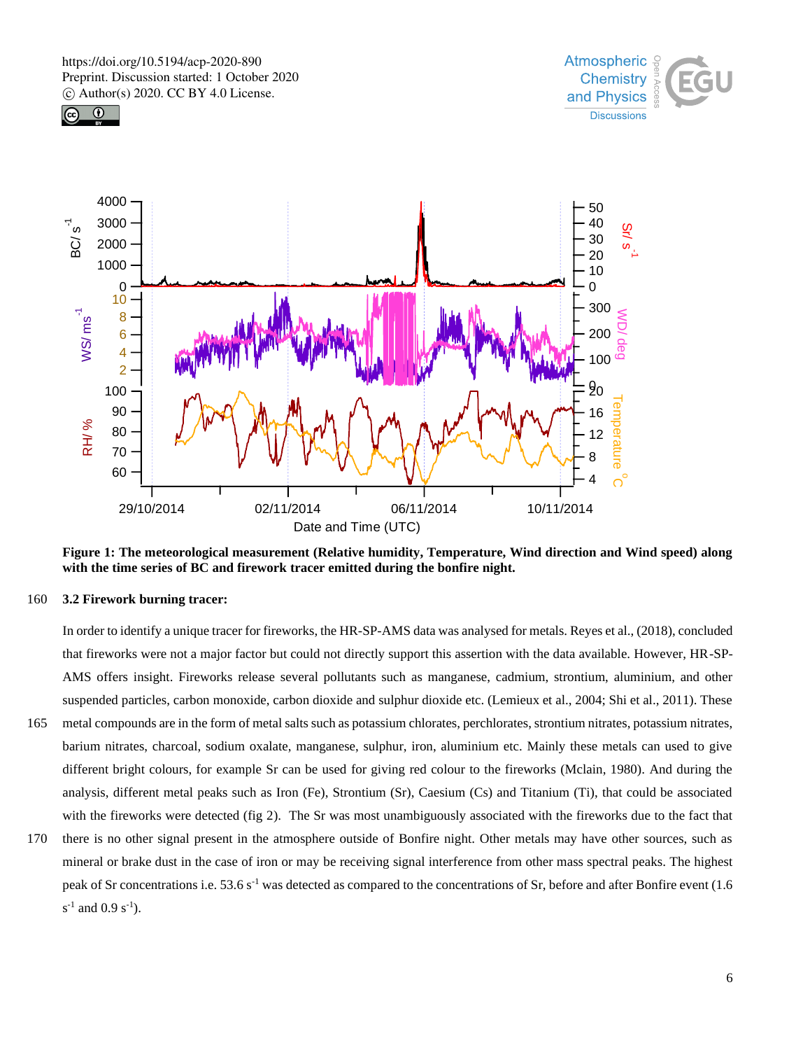4000
3000
2000
1000
0
BC/ $s^{-1}$

50
40
30
20
10
0
Sr/ $s^{-1}$

10
8
6
4
2
WS/ $ms^{-1}$

300
200
100
0
WD/ deg

100
90
80
70
60
RH/ %

20
16
12
8
4
Temperature °C

29/10/2014
02/11/2014
06/11/2014
10/11/2014
Date and Time (UTC)

**Figure 1: The meteorological measurement (Relative humidity, Temperature, Wind direction and Wind speed) along with the time series of BC and firework tracer emitted during the bonfire night.**

### 3.2 Firework burning tracer:

In order to identify a unique tracer for fireworks, the HR-SP-AMS data was analysed for metals. Reyes et al., (2018), concluded that fireworks were not a major factor but could not directly support this assertion with the data available. However, HR-SP-AMS offers insight. Fireworks release several pollutants such as manganese, cadmium, strontium, aluminium, and other suspended particles, carbon monoxide, carbon dioxide and sulphur dioxide etc. (Lemieux et al., 2004; Shi et al., 2011). These metal compounds are in the form of metal salts such as potassium chlorates, perchlorates, strontium nitrates, potassium nitrates, barium nitrates, charcoal, sodium oxalate, manganese, sulphur, iron, aluminium etc. Mainly these metals can used to give different bright colours, for example Sr can be used for giving red colour to the fireworks (Mclain, 1980). And during the analysis, different metal peaks such as Iron (Fe), Strontium (Sr), Caesium (Cs) and Titanium (Ti), that could be associated with the fireworks were detected (fig 2). The Sr was most unambiguously associated with the fireworks due to the fact that there is no other signal present in the atmosphere outside of Bonfire night. Other metals may have other sources, such as mineral or brake dust in the case of iron or may be receiving signal interference from other mass spectral peaks. The highest peak of Sr concentrations i.e. 53.6 $s^{-1}$ was detected as compared to the concentrations of Sr, before and after Bonfire event (1.6 $s^{-1}$ and 0.9 $s^{-1}$).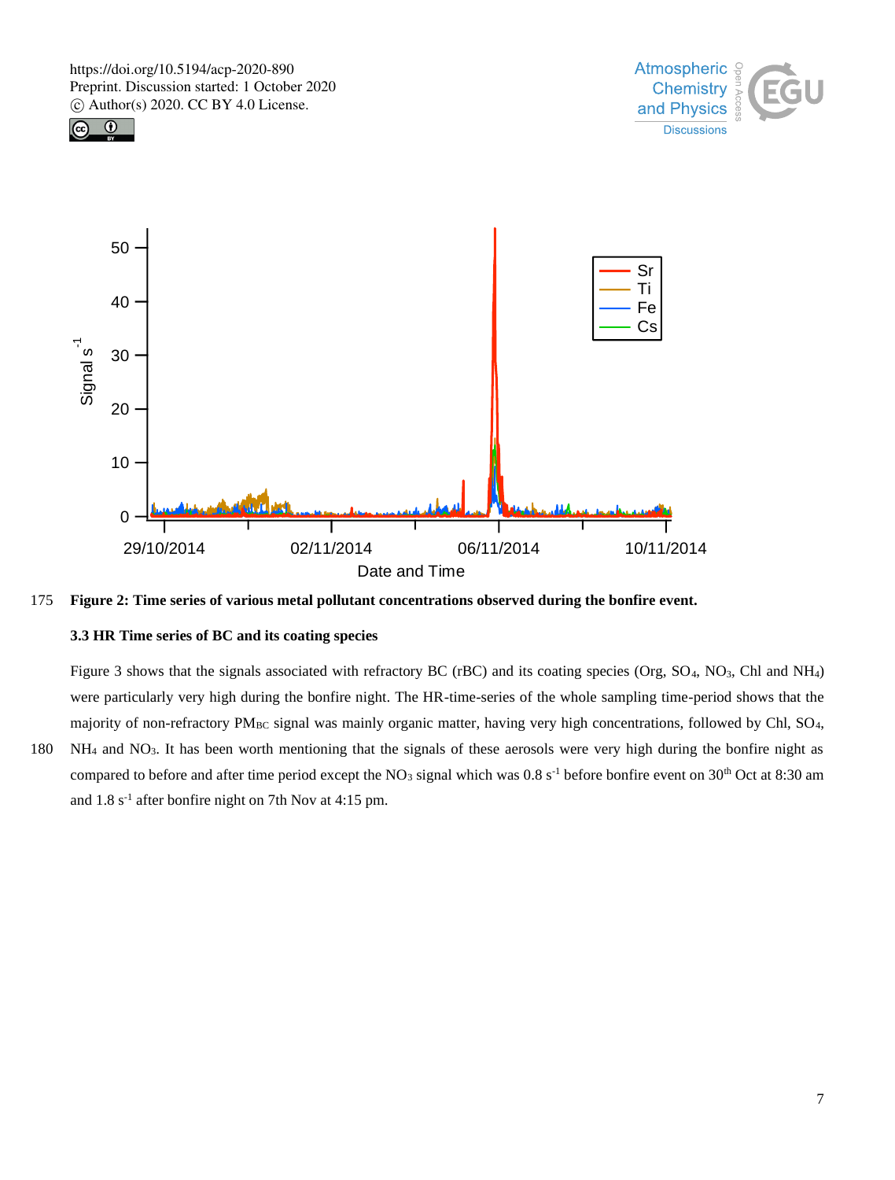50
40
30
20
10
0

Signal s$^{-1}$

29/10/2014
02/11/2014
06/11/2014
10/11/2014

Date and Time

Sr
Ti
Fe
Cs

**Figure 2: Time series of various metal pollutant concentrations observed during the bonfire event.**

### 3.3 HR Time series of BC and its coating species

Figure 3 shows that the signals associated with refractory BC (rBC) and its coating species (Org, $SO_4$, $NO_3$, Chl and $NH_4$) were particularly very high during the bonfire night. The HR-time-series of the whole sampling time-period shows that the majority of non-refractory $PM_{BC}$ signal was mainly organic matter, having very high concentrations, followed by Chl, $SO_4$, $NH_4$ and $NO_3$. It has been worth mentioning that the signals of these aerosols were very high during the bonfire night as compared to before and after time period except the $NO_3$ signal which was 0.8 s$^{-1}$ before bonfire event on 30$^{th}$ Oct at 8:30 am and 1.8 s$^{-1}$ after bonfire night on 7th Nov at 4:15 pm.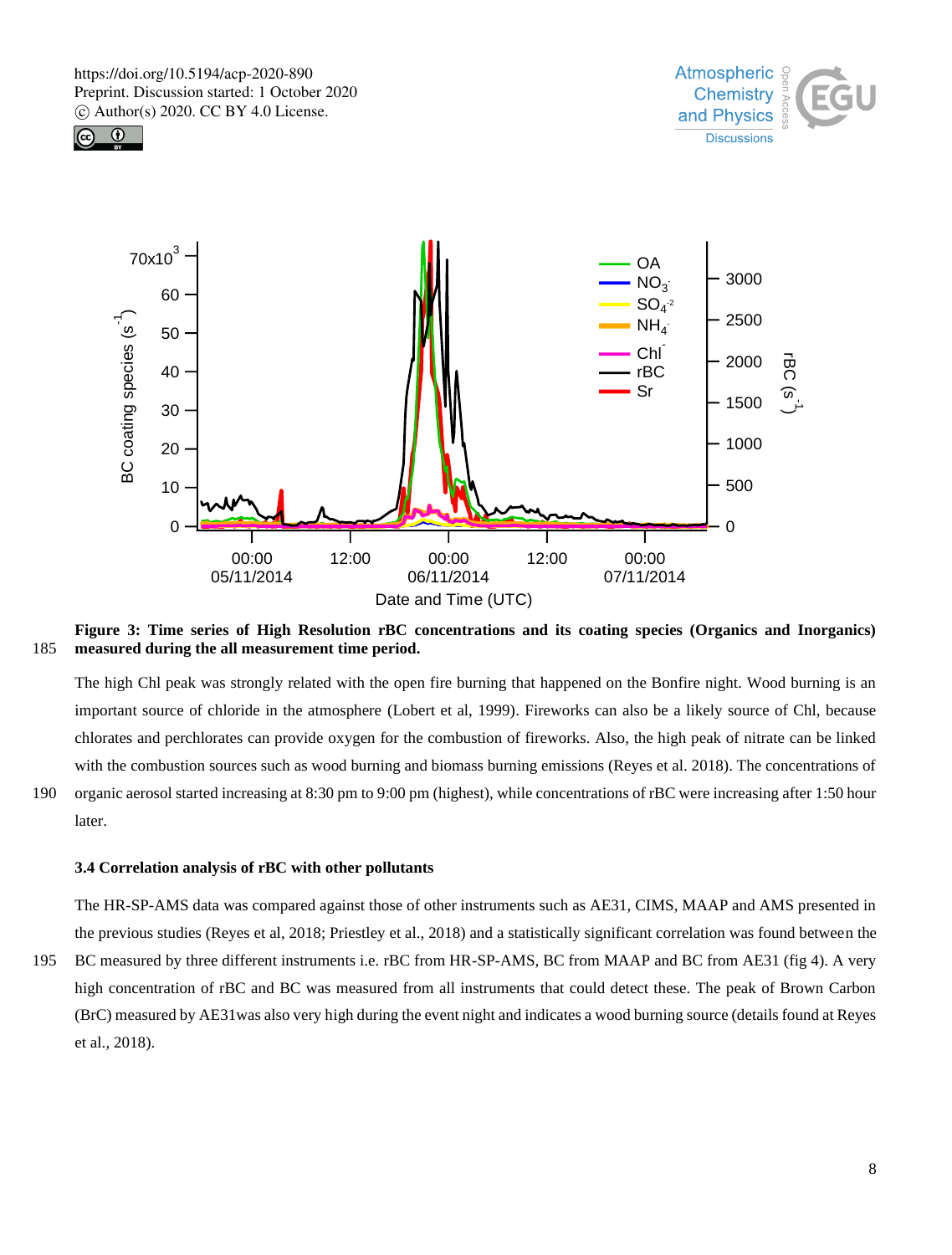70x10^3
60
50
40
30
20
10
0
BC coating species ($s^{-1}$)

3000
2500
2000
1500
1000
500
0
rBC ($s^{-1}$)

OA
$NO_3^-$
$SO_4^{-2}$
$NH_4^-$
$Chl^-$
rBC
Sr

00:00
05/11/2014
12:00
00:00
06/11/2014
12:00
00:00
07/11/2014
Date and Time (UTC)

**Figure 3: Time series of High Resolution rBC concentrations and its coating species (Organics and Inorganics) measured during the all measurement time period.**

The high Chl peak was strongly related with the open fire burning that happened on the Bonfire night. Wood burning is an important source of chloride in the atmosphere (Lobert et al, 1999). Fireworks can also be a likely source of Chl, because chlorates and perchlorates can provide oxygen for the combustion of fireworks. Also, the high peak of nitrate can be linked with the combustion sources such as wood burning and biomass burning emissions (Reyes et al. 2018). The concentrations of organic aerosol started increasing at 8:30 pm to 9:00 pm (highest), while concentrations of rBC were increasing after 1:50 hour later.

### 3.4 Correlation analysis of rBC with other pollutants

The HR-SP-AMS data was compared against those of other instruments such as AE31, CIMS, MAAP and AMS presented in the previous studies (Reyes et al, 2018; Priestley et al., 2018) and a statistically significant correlation was found between the BC measured by three different instruments i.e. rBC from HR-SP-AMS, BC from MAAP and BC from AE31 (fig 4). A very high concentration of rBC and BC was measured from all instruments that could detect these. The peak of Brown Carbon (BrC) measured by AE31was also very high during the event night and indicates a wood burning source (details found at Reyes et al., 2018).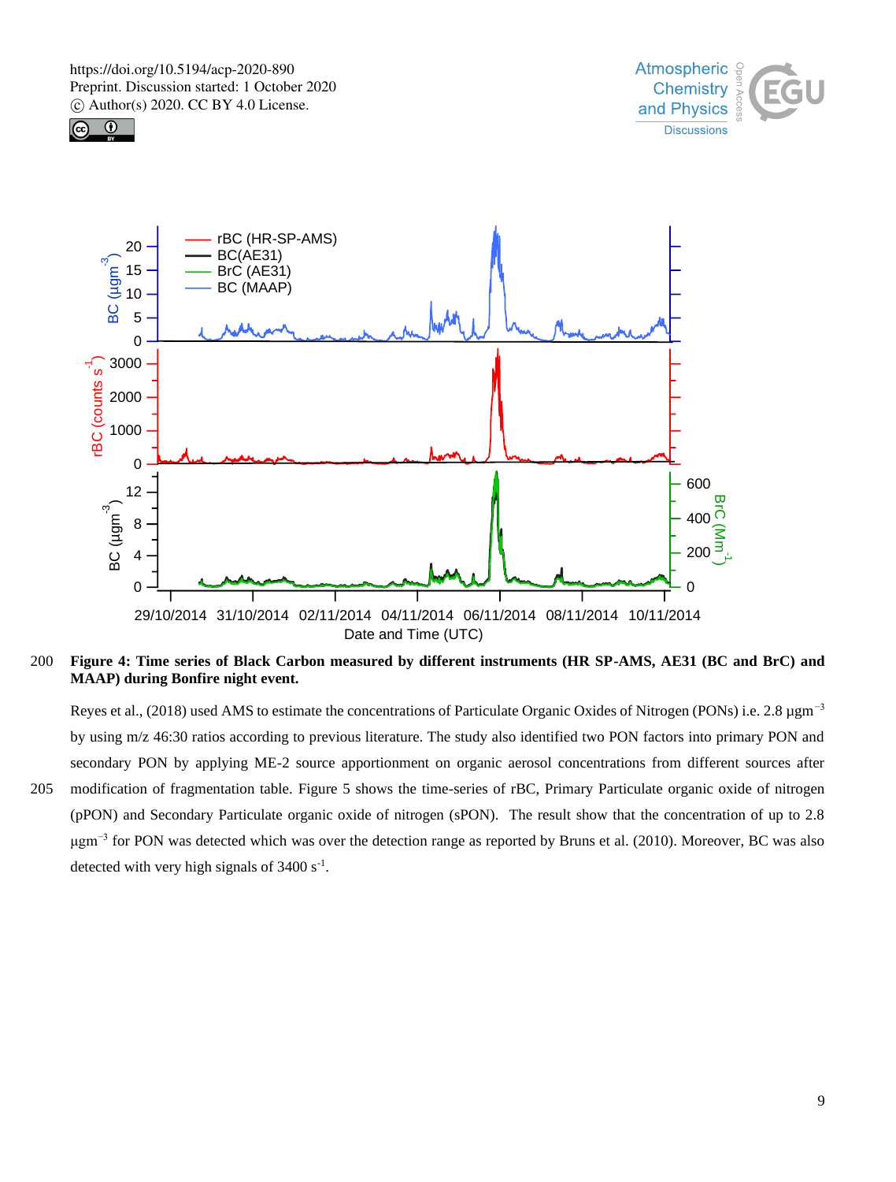rBC (HR-SP-AMS)
BC(AE31)
BrC (AE31)
BC (MAAP)

BC (μgm$^{-3}$)
20
15
10
5
0

rBC (counts s$^{-1}$)
3000
2000
1000
0

BC (μgm$^{-3}$)
12
8
4
0

BrC (Mm$^{-1}$)
600
400
200
0

29/10/2014 31/10/2014 02/11/2014 04/11/2014 06/11/2014 08/11/2014 10/11/2014

Date and Time (UTC)

**Figure 4: Time series of Black Carbon measured by different instruments (HR SP-AMS, AE31 (BC and BrC) and MAAP) during Bonfire night event.**

Reyes et al., (2018) used AMS to estimate the concentrations of Particulate Organic Oxides of Nitrogen (PONs) i.e. 2.8 µgm$^{-3}$ by using m/z 46:30 ratios according to previous literature. The study also identified two PON factors into primary PON and secondary PON by applying ME-2 source apportionment on organic aerosol concentrations from different sources after modification of fragmentation table. Figure 5 shows the time-series of rBC, Primary Particulate organic oxide of nitrogen (pPON) and Secondary Particulate organic oxide of nitrogen (sPON). The result show that the concentration of up to 2.8 µgm$^{-3}$ for PON was detected which was over the detection range as reported by Bruns et al. (2010). Moreover, BC was also detected with very high signals of 3400 s$^{-1}$.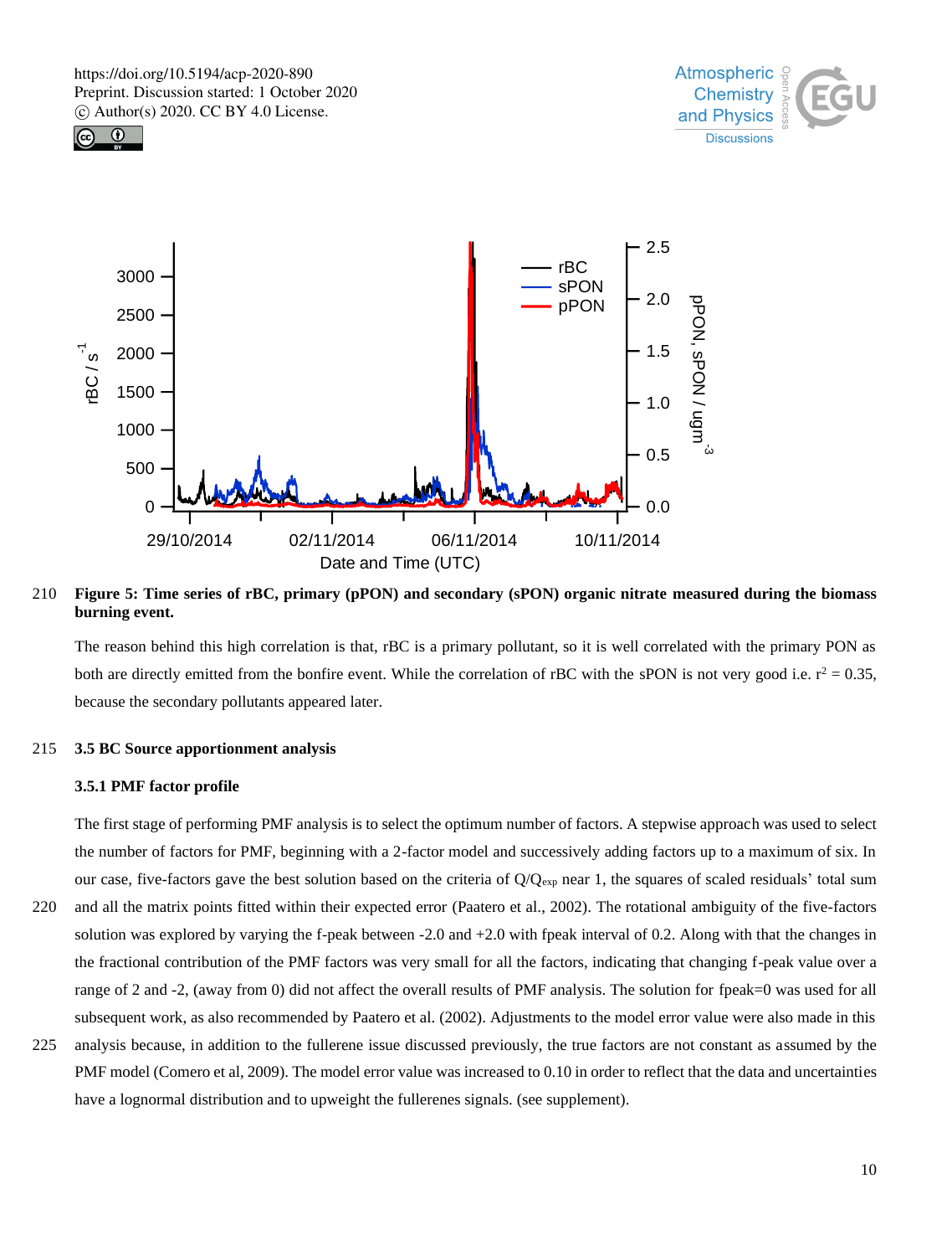rBC / s$^{-1}$

3000
2500
2000
1500
1000
500
0

2.5
2.0
1.5
1.0
0.5
0.0

pPON, sPON / ugm$^{-3}$

rBC
sPON
pPON

29/10/2014
02/11/2014
06/11/2014
10/11/2014

Date and Time (UTC)

**Figure 5: Time series of rBC, primary (pPON) and secondary (sPON) organic nitrate measured during the biomass burning event.**

The reason behind this high correlation is that, rBC is a primary pollutant, so it is well correlated with the primary PON as both are directly emitted from the bonfire event. While the correlation of rBC with the sPON is not very good i.e. $r^2 = 0.35$, because the secondary pollutants appeared later.

## 3.5 BC Source apportionment analysis

### 3.5.1 PMF factor profile

The first stage of performing PMF analysis is to select the optimum number of factors. A stepwise approach was used to select the number of factors for PMF, beginning with a 2-factor model and successively adding factors up to a maximum of six. In our case, five-factors gave the best solution based on the criteria of $Q/Q_{exp}$ near 1, the squares of scaled residuals' total sum and all the matrix points fitted within their expected error (Paatero et al., 2002). The rotational ambiguity of the five-factors solution was explored by varying the f-peak between -2.0 and +2.0 with fpeak interval of 0.2. Along with that the changes in the fractional contribution of the PMF factors was very small for all the factors, indicating that changing f-peak value over a range of 2 and -2, (away from 0) did not affect the overall results of PMF analysis. The solution for fpeak=0 was used for all subsequent work, as also recommended by Paatero et al. (2002). Adjustments to the model error value were also made in this analysis because, in addition to the fullerene issue discussed previously, the true factors are not constant as assumed by the PMF model (Comero et al, 2009). The model error value was increased to 0.10 in order to reflect that the data and uncertainties have a lognormal distribution and to upweight the fullerenes signals. (see supplement).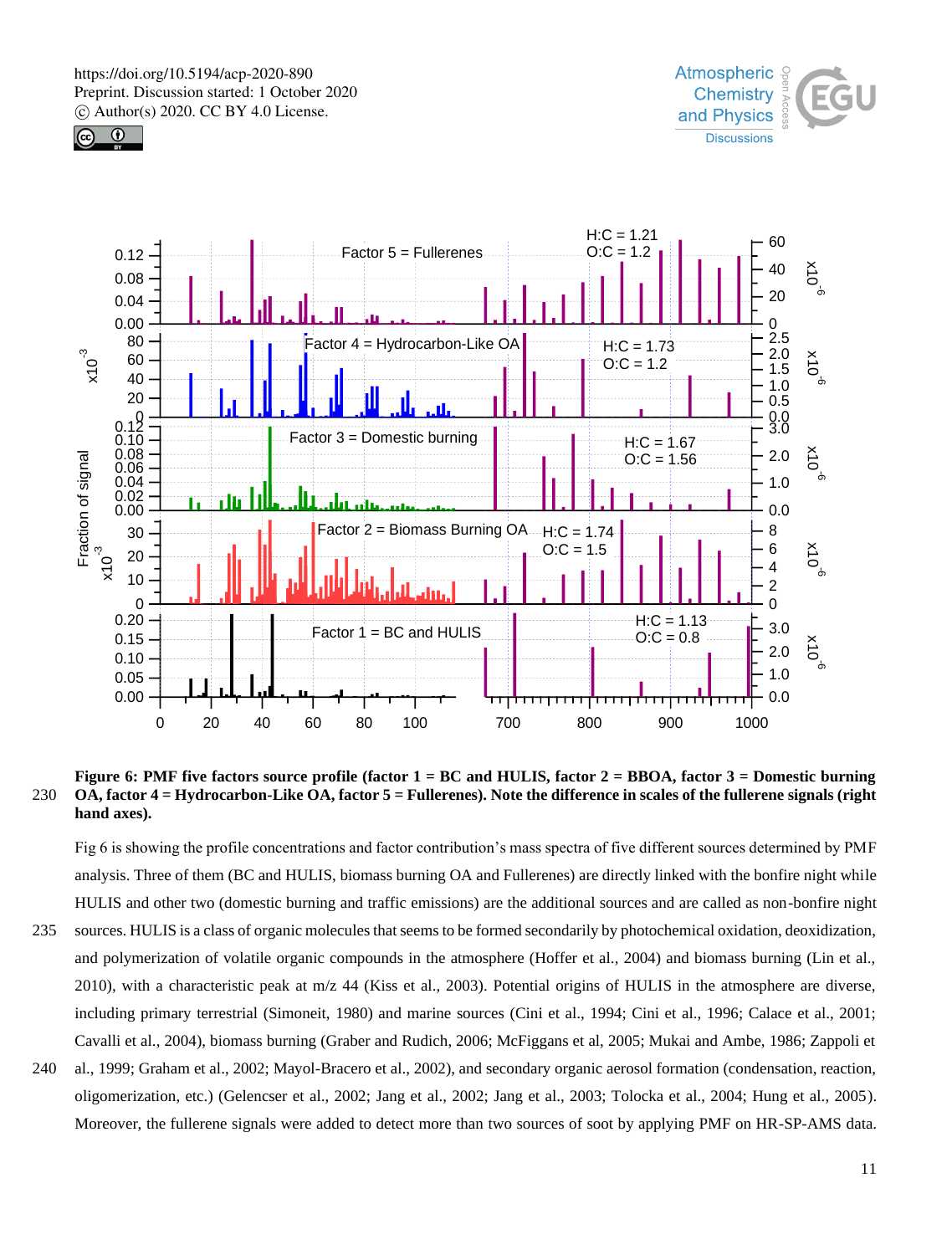**Figure 6: PMF five factors source profile (factor 1 = BC and HULIS, factor 2 = BBOA, factor 3 = Domestic burning OA, factor 4 = Hydrocarbon-Like OA, factor 5 = Fullerenes). Note the difference in scales of the fullerene signals (right hand axes).**

Fig 6 is showing the profile concentrations and factor contribution's mass spectra of five different sources determined by PMF analysis. Three of them (BC and HULIS, biomass burning OA and Fullerenes) are directly linked with the bonfire night while HULIS and other two (domestic burning and traffic emissions) are the additional sources and are called as non-bonfire night sources. HULIS is a class of organic molecules that seems to be formed secondarily by photochemical oxidation, deoxidization, and polymerization of volatile organic compounds in the atmosphere (Hoffer et al., 2004) and biomass burning (Lin et al., 2010), with a characteristic peak at m/z 44 (Kiss et al., 2003). Potential origins of HULIS in the atmosphere are diverse, including primary terrestrial (Simoneit, 1980) and marine sources (Cini et al., 1994; Cini et al., 1996; Calace et al., 2001; Cavalli et al., 2004), biomass burning (Graber and Rudich, 2006; McFiggans et al, 2005; Mukai and Ambe, 1986; Zappoli et al., 1999; Graham et al., 2002; Mayol-Bracero et al., 2002), and secondary organic aerosol formation (condensation, reaction, oligomerization, etc.) (Gelencser et al., 2002; Jang et al., 2002; Jang et al., 2003; Tolocka et al., 2004; Hung et al., 2005). Moreover, the fullerene signals were added to detect more than two sources of soot by applying PMF on HR-SP-AMS data.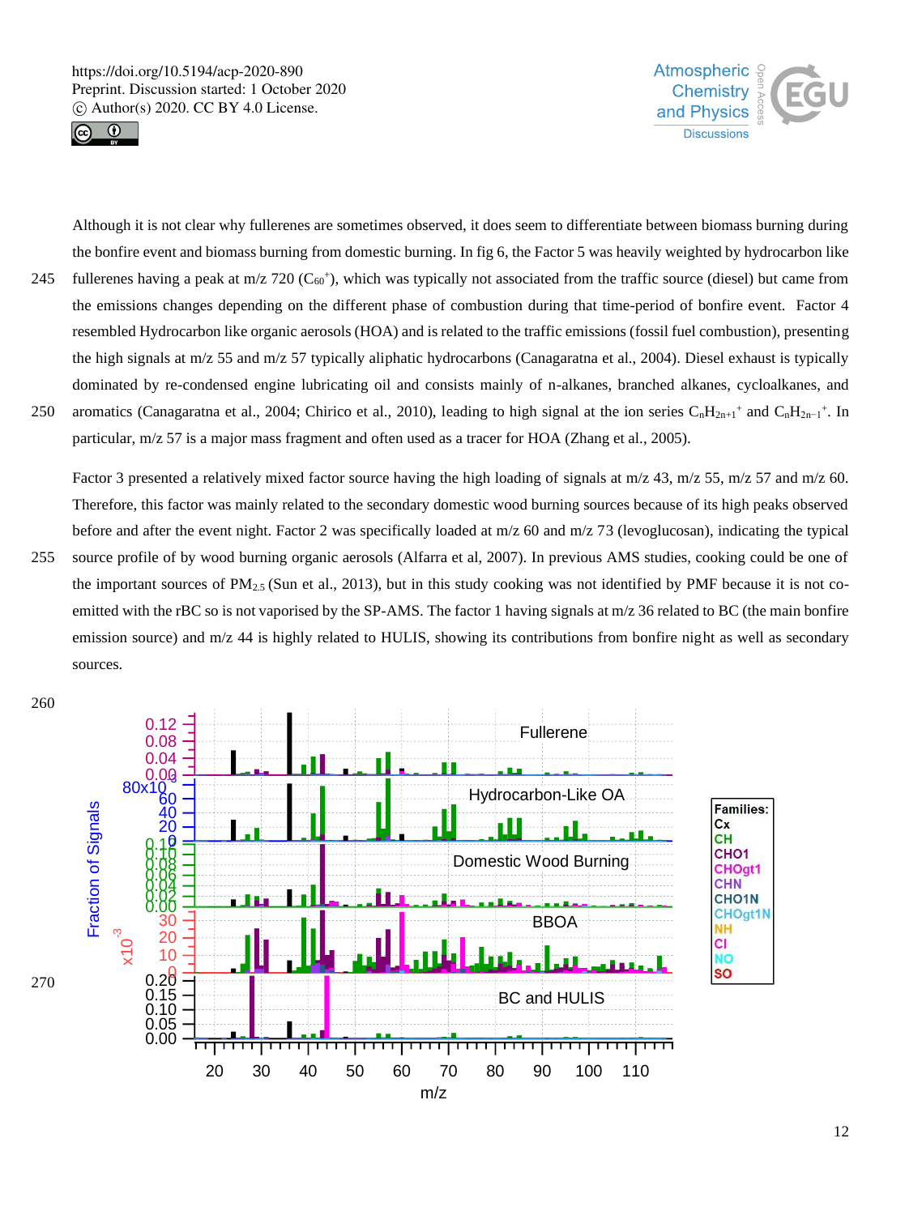Although it is not clear why fullerenes are sometimes observed, it does seem to differentiate between biomass burning during the bonfire event and biomass burning from domestic burning. In fig 6, the Factor 5 was heavily weighted by hydrocarbon like fullerenes having a peak at m/z 720 ($C_{60}^{+}$), which was typically not associated from the traffic source (diesel) but came from the emissions changes depending on the different phase of combustion during that time-period of bonfire event. Factor 4 resembled Hydrocarbon like organic aerosols (HOA) and is related to the traffic emissions (fossil fuel combustion), presenting the high signals at m/z 55 and m/z 57 typically aliphatic hydrocarbons (Canagaratna et al., 2004). Diesel exhaust is typically dominated by re-condensed engine lubricating oil and consists mainly of n-alkanes, branched alkanes, cycloalkanes, and aromatics (Canagaratna et al., 2004; Chirico et al., 2010), leading to high signal at the ion series $C_nH_{2n+1}^{+}$ and $C_nH_{2n-1}^{+}$. In particular, m/z 57 is a major mass fragment and often used as a tracer for HOA (Zhang et al., 2005).

Factor 3 presented a relatively mixed factor source having the high loading of signals at m/z 43, m/z 55, m/z 57 and m/z 60. Therefore, this factor was mainly related to the secondary domestic wood burning sources because of its high peaks observed before and after the event night. Factor 2 was specifically loaded at m/z 60 and m/z 73 (levoglucosan), indicating the typical source profile of by wood burning organic aerosols (Alfarra et al, 2007). In previous AMS studies, cooking could be one of the important sources of $PM_{2.5}$ (Sun et al., 2013), but in this study cooking was not identified by PMF because it is not co-emitted with the rBC so is not vaporised by the SP-AMS. The factor 1 having signals at m/z 36 related to BC (the main bonfire emission source) and m/z 44 is highly related to HULIS, showing its contributions from bonfire night as well as secondary sources.

Fullerene
0.12
0.08
0.04
0.00

Hydrocarbon-Like OA
80x10^-3
60
40
20
0

Domestic Wood Burning
0.10
0.08
0.06
0.04
0.02
0.00

BBOA
x10^-3
30
20
10
0

BC and HULIS
0.20
0.15
0.10
0.05
0.00

Fraction of Signals

m/z
20 30 40 50 60 70 80 90 100 110

Families:
Cx
CH
CHO1
CHOgt1
CHN
CHO1N
CHOgt1N
NH
Cl
NO
SO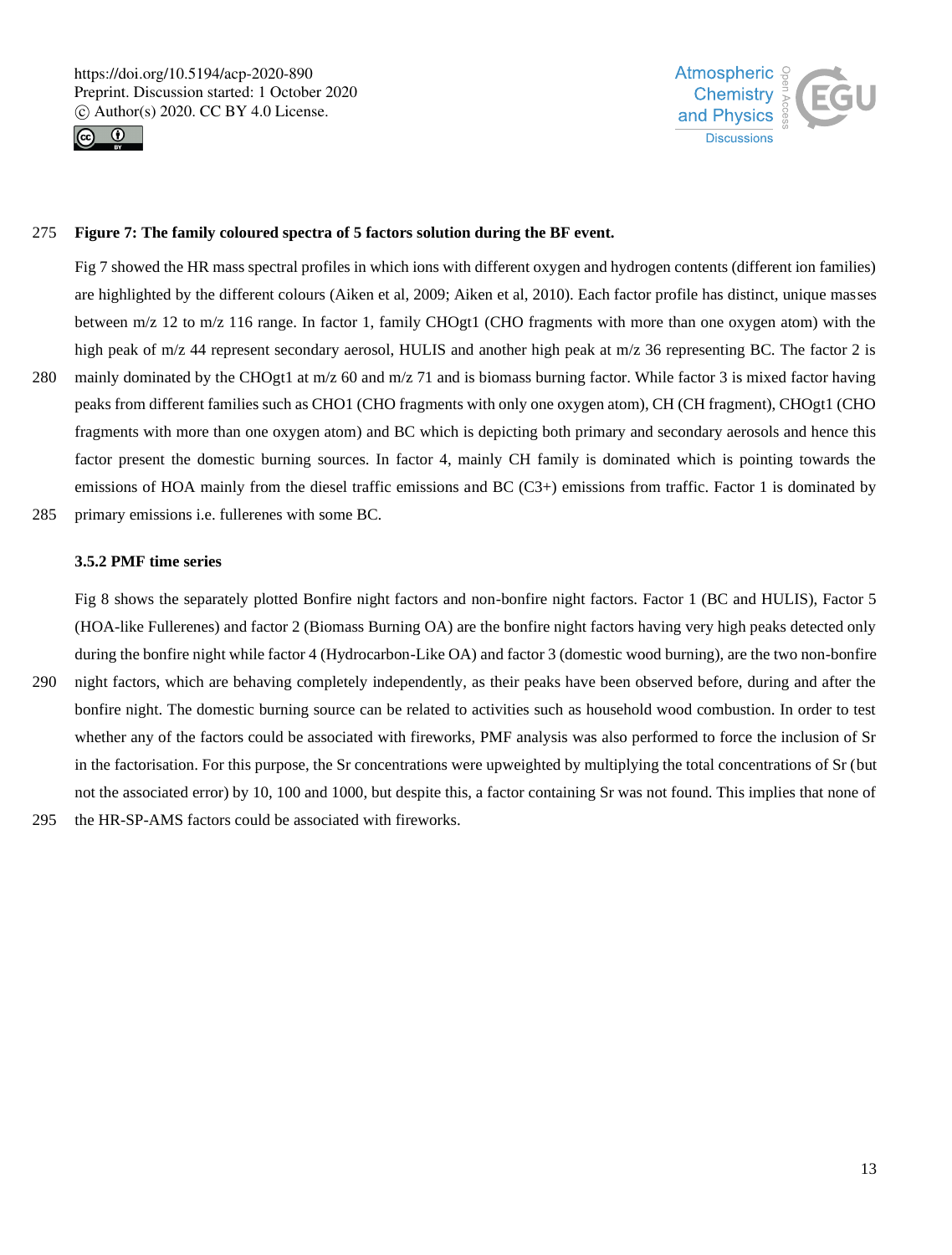**Figure 7: The family coloured spectra of 5 factors solution during the BF event.**

Fig 7 showed the HR mass spectral profiles in which ions with different oxygen and hydrogen contents (different ion families) are highlighted by the different colours (Aiken et al, 2009; Aiken et al, 2010). Each factor profile has distinct, unique masses between m/z 12 to m/z 116 range. In factor 1, family CHOgt1 (CHO fragments with more than one oxygen atom) with the high peak of m/z 44 represent secondary aerosol, HULIS and another high peak at m/z 36 representing BC. The factor 2 is mainly dominated by the CHOgt1 at m/z 60 and m/z 71 and is biomass burning factor. While factor 3 is mixed factor having peaks from different families such as CHO1 (CHO fragments with only one oxygen atom), CH (CH fragment), CHOgt1 (CHO fragments with more than one oxygen atom) and BC which is depicting both primary and secondary aerosols and hence this factor present the domestic burning sources. In factor 4, mainly CH family is dominated which is pointing towards the emissions of HOA mainly from the diesel traffic emissions and BC (C3+) emissions from traffic. Factor 1 is dominated by primary emissions i.e. fullerenes with some BC.

### 3.5.2 PMF time series

Fig 8 shows the separately plotted Bonfire night factors and non-bonfire night factors. Factor 1 (BC and HULIS), Factor 5 (HOA-like Fullerenes) and factor 2 (Biomass Burning OA) are the bonfire night factors having very high peaks detected only during the bonfire night while factor 4 (Hydrocarbon-Like OA) and factor 3 (domestic wood burning), are the two non-bonfire night factors, which are behaving completely independently, as their peaks have been observed before, during and after the bonfire night. The domestic burning source can be related to activities such as household wood combustion. In order to test whether any of the factors could be associated with fireworks, PMF analysis was also performed to force the inclusion of Sr in the factorisation. For this purpose, the Sr concentrations were upweighted by multiplying the total concentrations of Sr (but not the associated error) by 10, 100 and 1000, but despite this, a factor containing Sr was not found. This implies that none of the HR-SP-AMS factors could be associated with fireworks.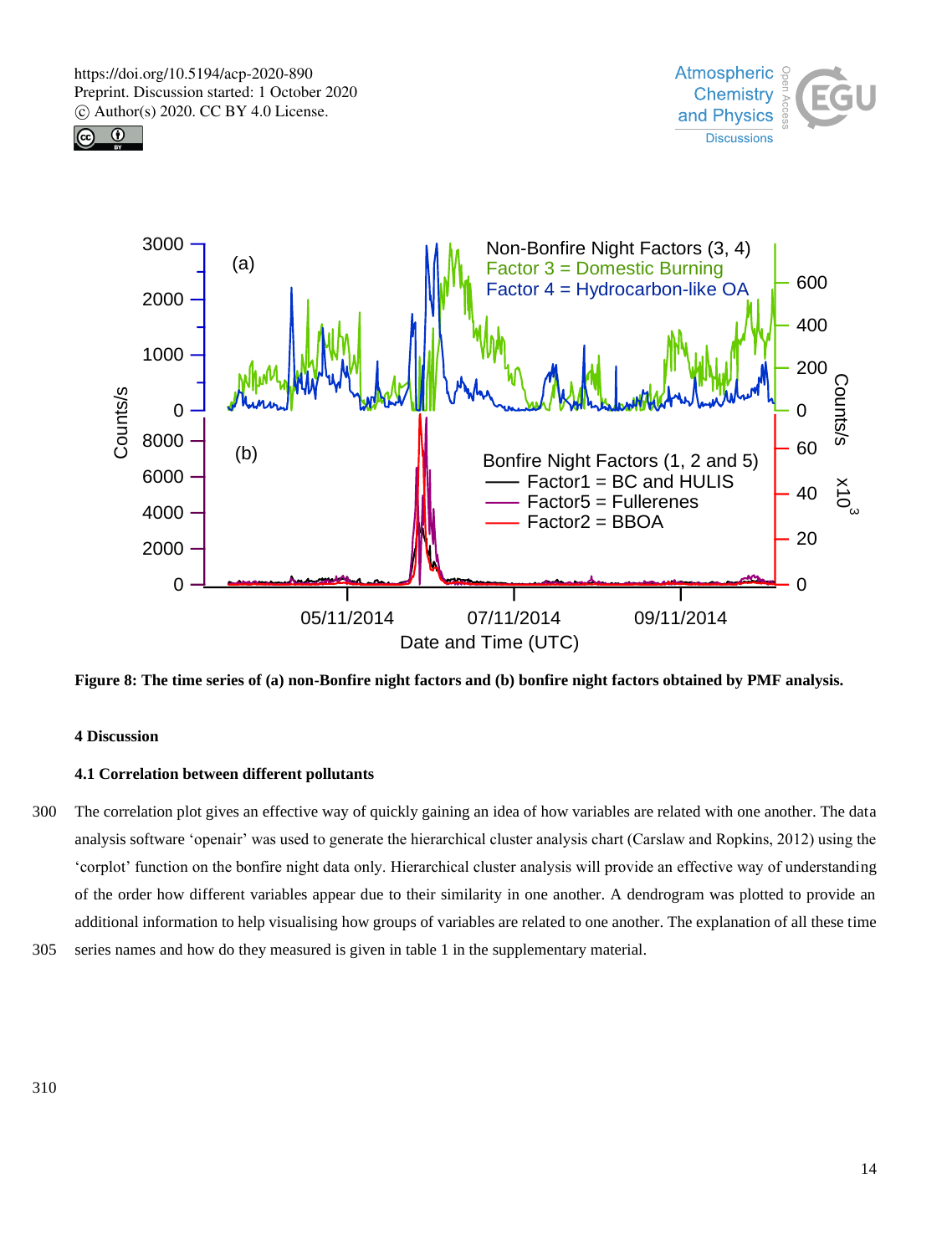3000
(a)
2000
1000
0
Counts/s
8000
(b)
6000
4000
2000
0

Non-Bonfire Night Factors (3, 4)
Factor 3 = Domestic Burning
Factor 4 = Hydrocarbon-like OA

600
400
200
0
Counts/s
x10^3
60
40
20
0

Bonfire Night Factors (1, 2 and 5)
Factor1 = BC and HULIS
Factor5 = Fullerenes
Factor2 = BBOA

05/11/2014
07/11/2014
09/11/2014
Date and Time (UTC)

**Figure 8: The time series of (a) non-Bonfire night factors and (b) bonfire night factors obtained by PMF analysis.**

## 4 Discussion

### 4.1 Correlation between different pollutants

The correlation plot gives an effective way of quickly gaining an idea of how variables are related with one another. The data analysis software 'openair' was used to generate the hierarchical cluster analysis chart (Carslaw and Ropkins, 2012) using the 'corplot' function on the bonfire night data only. Hierarchical cluster analysis will provide an effective way of understanding of the order how different variables appear due to their similarity in one another. A dendrogram was plotted to provide an additional information to help visualising how groups of variables are related to one another. The explanation of all these time series names and how do they measured is given in table 1 in the supplementary material.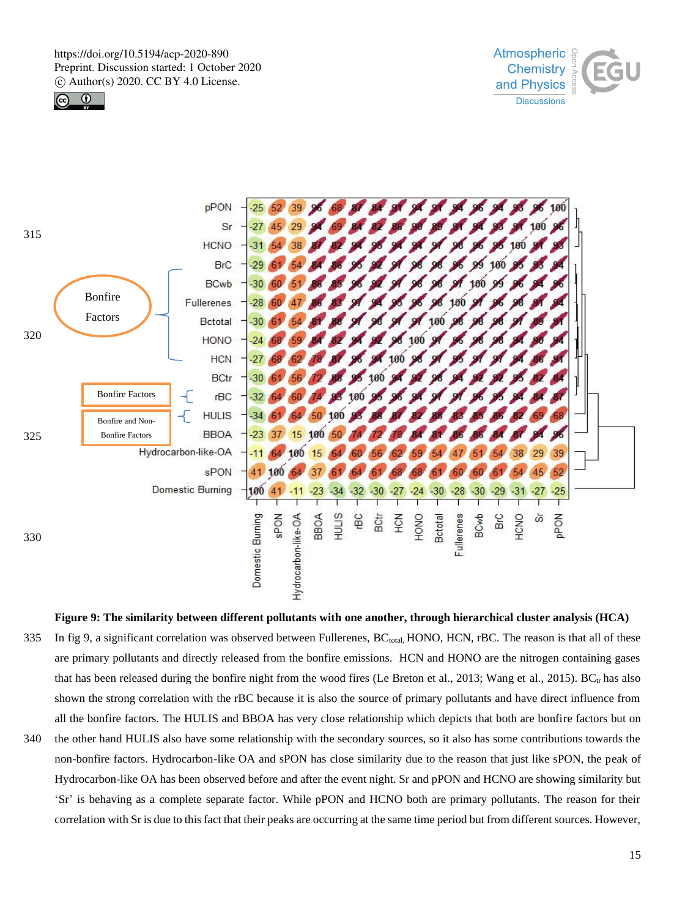Bonfire Factors

Bonfire Factors

Bonfire and Non-Bonfire Factors

pPON
Sr
HCNO
BrC
BCwb
Fullerenes
Bctotal
HONO
HCN
BCtr
rBC
HULIS
BBOA
Hydrocarbon-like-OA
sPON
Domestic Burning

-25 52 39 96 68 87 84 91 94 91 94 96 94 93 96 100
-27 45 29 94 69 84 82 86 90 89 91 94 93 91 100 96
-31 54 38 87 82 94 95 94 94 97 98 96 95 100 91 93
-29 61 54 84 86 95 92 97 98 98 96 99 100 95 93 94
-30 60 51 86 85 96 92 97 98 98 97 100 99 96 94 96
-28 60 47 86 83 97 94 95 96 98 100 97 96 98 91 94
-30 61 54 81 88 97 98 97 97 100 98 98 98 97 89 91
-24 68 59 84 82 94 92 98 100 97 96 98 98 94 90 94
-27 68 62 78 87 96 94 100 98 97 95 97 97 94 86 91
-30 61 56 72 88 95 100 94 92 98 94 92 92 95 82 84
-32 64 60 74 93 100 95 96 94 97 97 96 95 94 84 87
-34 61 64 50 100 93 88 87 82 88 83 85 86 82 69 68
-23 37 15 100 50 74 72 78 84 81 86 86 84 87 94 96
-11 64 100 15 64 60 56 62 59 54 47 51 54 38 29 39
41 100 64 37 61 64 61 68 68 61 60 60 61 54 45 52
100 41 -11 -23 -34 -32 -30 -27 -24 -30 -28 -30 -29 -31 -27 -25

Domestic Burning
sPON
Hydrocarbon-like-OA
BBOA
HULIS
rBC
BCtr
HCN
HONO
Bctotal
Fullerenes
BCwb
BrC
HCNO
Sr
pPON

**Figure 9: The similarity between different pollutants with one another, through hierarchical cluster analysis (HCA)**

In fig 9, a significant correlation was observed between Fullerenes, $BC_{total,}$ HONO, HCN, rBC. The reason is that all of these are primary pollutants and directly released from the bonfire emissions. HCN and HONO are the nitrogen containing gases that has been released during the bonfire night from the wood fires (Le Breton et al., 2013; Wang et al., 2015). $BC_{tr}$ has also shown the strong correlation with the rBC because it is also the source of primary pollutants and have direct influence from all the bonfire factors. The HULIS and BBOA has very close relationship which depicts that both are bonfire factors but on the other hand HULIS also have some relationship with the secondary sources, so it also has some contributions towards the non-bonfire factors. Hydrocarbon-like OA and sPON has close similarity due to the reason that just like sPON, the peak of Hydrocarbon-like OA has been observed before and after the event night. Sr and pPON and HCNO are showing similarity but 'Sr' is behaving as a complete separate factor. While pPON and HCNO both are primary pollutants. The reason for their correlation with Sr is due to this fact that their peaks are occurring at the same time period but from different sources. However,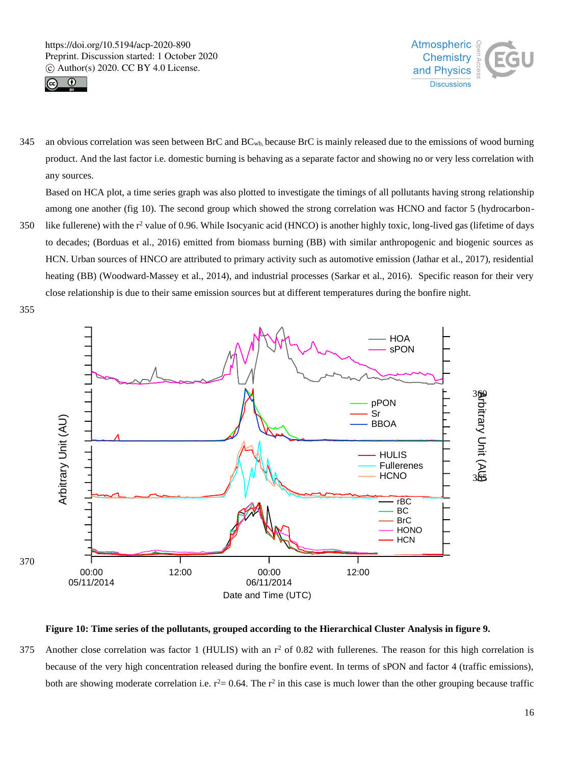an obvious correlation was seen between BrC and $BC_{wb,}$ because BrC is mainly released due to the emissions of wood burning product. And the last factor i.e. domestic burning is behaving as a separate factor and showing no or very less correlation with any sources.

Based on HCA plot, a time series graph was also plotted to investigate the timings of all pollutants having strong relationship among one another (fig 10). The second group which showed the strong correlation was HCNO and factor 5 (hydrocarbon-like fullerene) with the $r^2$ value of 0.96. While Isocyanic acid (HNCO) is another highly toxic, long-lived gas (lifetime of days to decades; (Borduas et al., 2016) emitted from biomass burning (BB) with similar anthropogenic and biogenic sources as HCN. Urban sources of HNCO are attributed to primary activity such as automotive emission (Jathar et al., 2017), residential heating (BB) (Woodward-Massey et al., 2014), and industrial processes (Sarkar et al., 2016). Specific reason for their very close relationship is due to their same emission sources but at different temperatures during the bonfire night.

**Figure 10: Time series of the pollutants, grouped according to the Hierarchical Cluster Analysis in figure 9.**

Another close correlation was factor 1 (HULIS) with an $r^2$ of 0.82 with fullerenes. The reason for this high correlation is because of the very high concentration released during the bonfire event. In terms of sPON and factor 4 (traffic emissions), both are showing moderate correlation i.e. $r^2$= 0.64. The $r^2$ in this case is much lower than the other grouping because traffic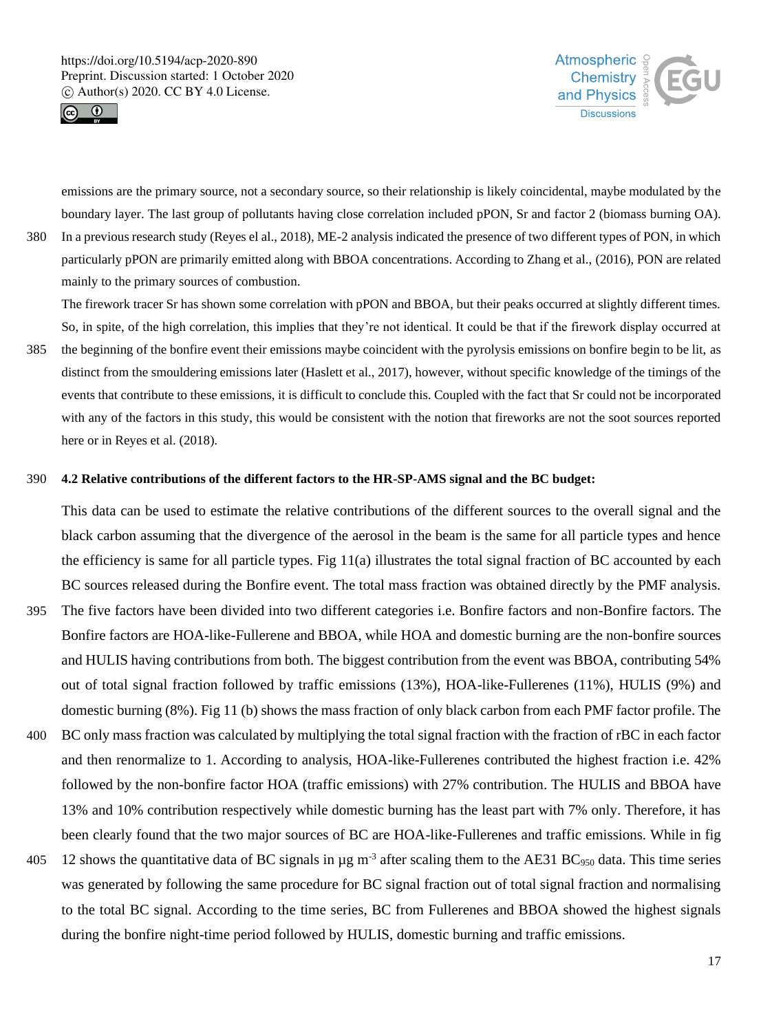emissions are the primary source, not a secondary source, so their relationship is likely coincidental, maybe modulated by the boundary layer. The last group of pollutants having close correlation included pPON, Sr and factor 2 (biomass burning OA). In a previous research study (Reyes el al., 2018), ME-2 analysis indicated the presence of two different types of PON, in which particularly pPON are primarily emitted along with BBOA concentrations. According to Zhang et al., (2016), PON are related mainly to the primary sources of combustion.

The firework tracer Sr has shown some correlation with pPON and BBOA, but their peaks occurred at slightly different times. So, in spite, of the high correlation, this implies that they're not identical. It could be that if the firework display occurred at the beginning of the bonfire event their emissions maybe coincident with the pyrolysis emissions on bonfire begin to be lit, as distinct from the smouldering emissions later (Haslett et al., 2017), however, without specific knowledge of the timings of the events that contribute to these emissions, it is difficult to conclude this. Coupled with the fact that Sr could not be incorporated with any of the factors in this study, this would be consistent with the notion that fireworks are not the soot sources reported here or in Reyes et al. (2018).

### 4.2 Relative contributions of the different factors to the HR-SP-AMS signal and the BC budget:

This data can be used to estimate the relative contributions of the different sources to the overall signal and the black carbon assuming that the divergence of the aerosol in the beam is the same for all particle types and hence the efficiency is same for all particle types. Fig 11(a) illustrates the total signal fraction of BC accounted by each BC sources released during the Bonfire event. The total mass fraction was obtained directly by the PMF analysis. The five factors have been divided into two different categories i.e. Bonfire factors and non-Bonfire factors. The Bonfire factors are HOA-like-Fullerene and BBOA, while HOA and domestic burning are the non-bonfire sources and HULIS having contributions from both. The biggest contribution from the event was BBOA, contributing 54% out of total signal fraction followed by traffic emissions (13%), HOA-like-Fullerenes (11%), HULIS (9%) and domestic burning (8%). Fig 11 (b) shows the mass fraction of only black carbon from each PMF factor profile. The BC only mass fraction was calculated by multiplying the total signal fraction with the fraction of rBC in each factor and then renormalize to 1. According to analysis, HOA-like-Fullerenes contributed the highest fraction i.e. 42% followed by the non-bonfire factor HOA (traffic emissions) with 27% contribution. The HULIS and BBOA have 13% and 10% contribution respectively while domestic burning has the least part with 7% only. Therefore, it has been clearly found that the two major sources of BC are HOA-like-Fullerenes and traffic emissions. While in fig 12 shows the quantitative data of BC signals in µg m$^{-3}$ after scaling them to the AE31 $BC_{950}$ data. This time series was generated by following the same procedure for BC signal fraction out of total signal fraction and normalising to the total BC signal. According to the time series, BC from Fullerenes and BBOA showed the highest signals during the bonfire night-time period followed by HULIS, domestic burning and traffic emissions.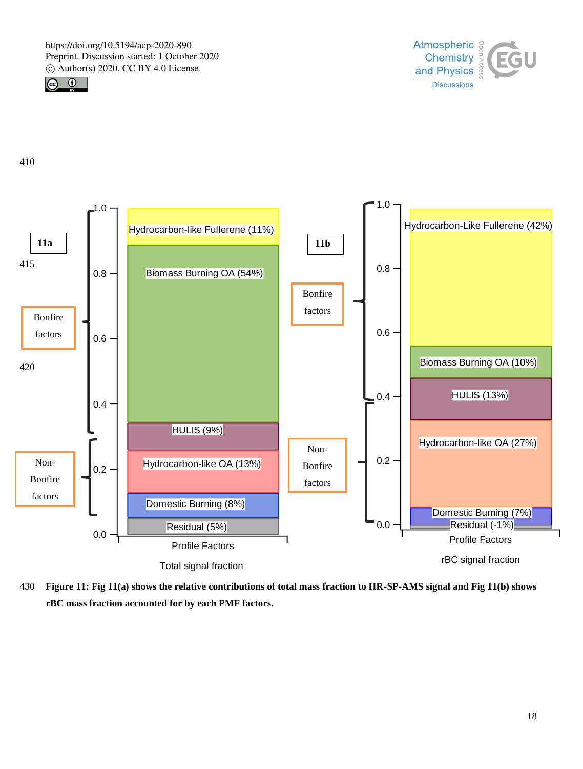11a

Bonfire factors

Non-Bonfire factors

1.0
0.8
0.6
0.4
0.2
0.0

Hydrocarbon-like Fullerene (11%)

Biomass Burning OA (54%)

HULIS (9%)

Hydrocarbon-like OA (13%)

Domestic Burning (8%)

Residual (5%)

Profile Factors

Total signal fraction

11b

Bonfire factors

Non-Bonfire factors

1.0
0.8
0.6
0.4
0.2
0.0

Hydrocarbon-Like Fullerene (42%)

Biomass Burning OA (10%)

HULIS (13%)

Hydrocarbon-like OA (27%)

Domestic Burning (7%)

Residual (-1%)

Profile Factors

rBC signal fraction

**Figure 11: Fig 11(a) shows the relative contributions of total mass fraction to HR-SP-AMS signal and Fig 11(b) shows rBC mass fraction accounted for by each PMF factors.**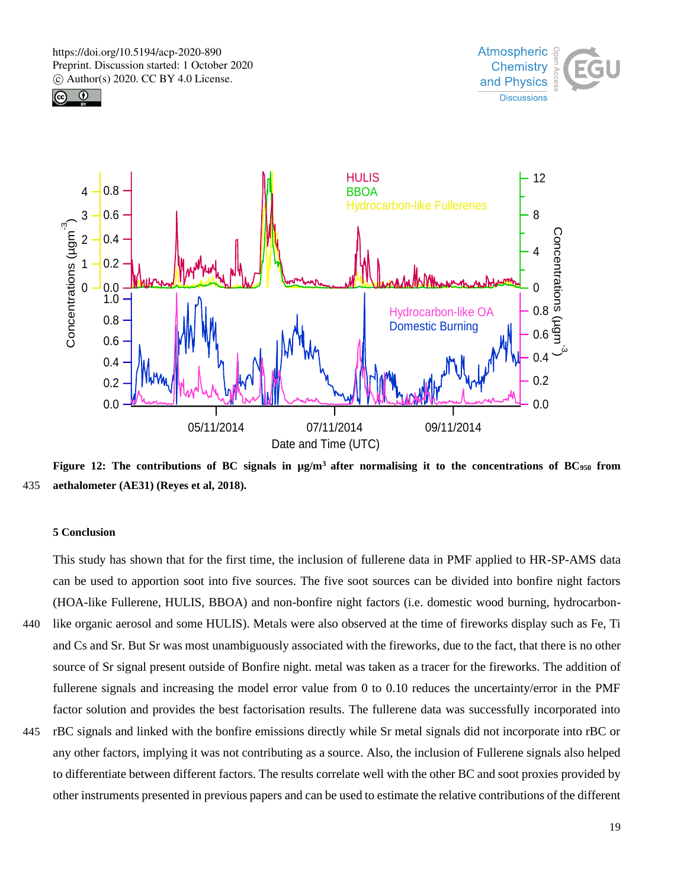HULIS
BBOA
Hydrocarbon-like Fullerenes

Hydrocarbon-like OA
Domestic Burning

Concentrations (µgm$^{-3}$)

4 3 2 1 0

0.8 0.6 0.4 0.2 0.0

1.0 0.8 0.6 0.4 0.2 0.0

12 8 4 0

0.8 0.6 0.4 0.2 0.0

05/11/2014 07/11/2014 09/11/2014

Date and Time (UTC)

**Figure 12: The contributions of BC signals in µg/m$^3$ after normalising it to the concentrations of $BC_{950}$ from aethalometer (AE31) (Reyes et al, 2018).**

## 5 Conclusion

This study has shown that for the first time, the inclusion of fullerene data in PMF applied to HR-SP-AMS data can be used to apportion soot into five sources. The five soot sources can be divided into bonfire night factors (HOA-like Fullerene, HULIS, BBOA) and non-bonfire night factors (i.e. domestic wood burning, hydrocarbon-like organic aerosol and some HULIS). Metals were also observed at the time of fireworks display such as Fe, Ti and Cs and Sr. But Sr was most unambiguously associated with the fireworks, due to the fact, that there is no other source of Sr signal present outside of Bonfire night. metal was taken as a tracer for the fireworks. The addition of fullerene signals and increasing the model error value from 0 to 0.10 reduces the uncertainty/error in the PMF factor solution and provides the best factorisation results. The fullerene data was successfully incorporated into rBC signals and linked with the bonfire emissions directly while Sr metal signals did not incorporate into rBC or any other factors, implying it was not contributing as a source. Also, the inclusion of Fullerene signals also helped to differentiate between different factors. The results correlate well with the other BC and soot proxies provided by other instruments presented in previous papers and can be used to estimate the relative contributions of the different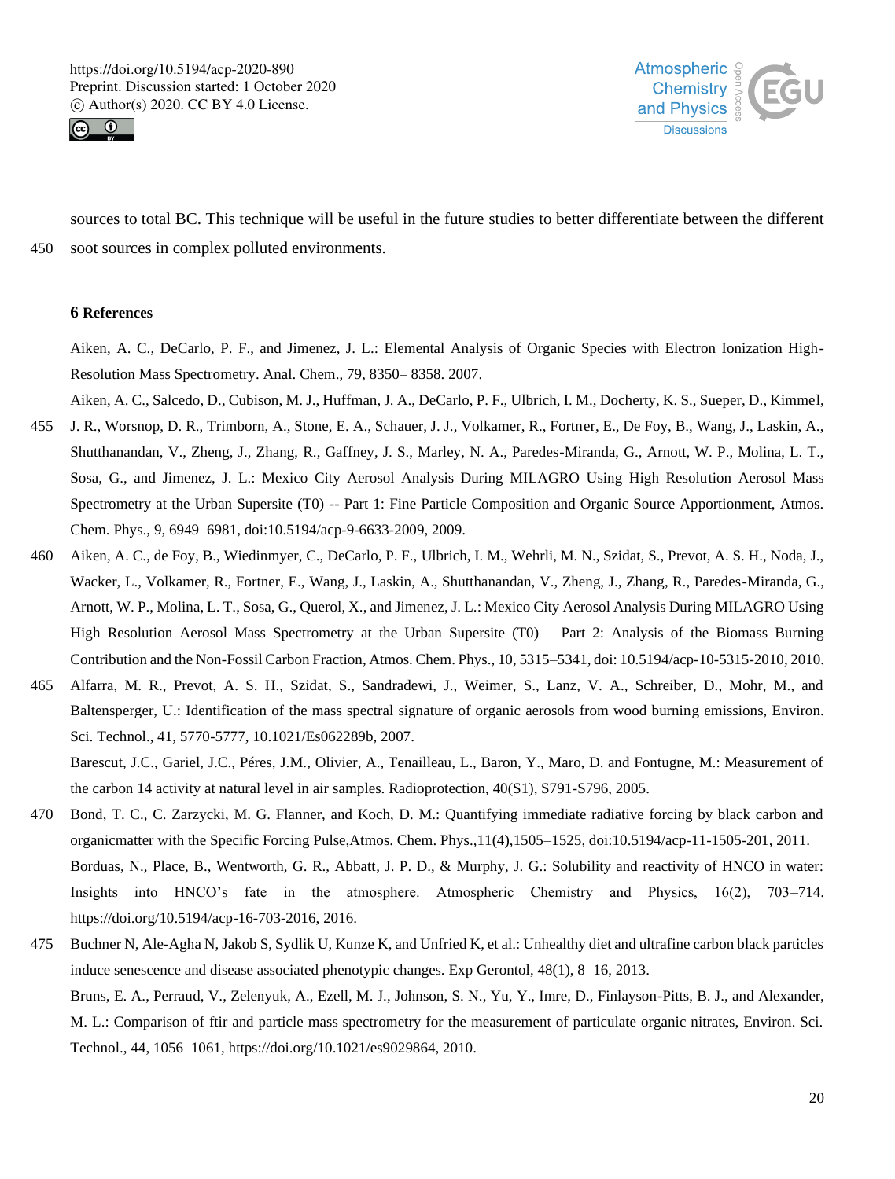sources to total BC. This technique will be useful in the future studies to better differentiate between the different soot sources in complex polluted environments.

## 6 References

Aiken, A. C., DeCarlo, P. F., and Jimenez, J. L.: Elemental Analysis of Organic Species with Electron Ionization High-Resolution Mass Spectrometry. Anal. Chem., 79, 8350– 8358. 2007.

Aiken, A. C., Salcedo, D., Cubison, M. J., Huffman, J. A., DeCarlo, P. F., Ulbrich, I. M., Docherty, K. S., Sueper, D., Kimmel, J. R., Worsnop, D. R., Trimborn, A., Stone, E. A., Schauer, J. J., Volkamer, R., Fortner, E., De Foy, B., Wang, J., Laskin, A., Shutthanandan, V., Zheng, J., Zhang, R., Gaffney, J. S., Marley, N. A., Paredes-Miranda, G., Arnott, W. P., Molina, L. T., Sosa, G., and Jimenez, J. L.: Mexico City Aerosol Analysis During MILAGRO Using High Resolution Aerosol Mass Spectrometry at the Urban Supersite (T0) -- Part 1: Fine Particle Composition and Organic Source Apportionment, Atmos. Chem. Phys., 9, 6949–6981, doi:10.5194/acp-9-6633-2009, 2009.

Aiken, A. C., de Foy, B., Wiedinmyer, C., DeCarlo, P. F., Ulbrich, I. M., Wehrli, M. N., Szidat, S., Prevot, A. S. H., Noda, J., Wacker, L., Volkamer, R., Fortner, E., Wang, J., Laskin, A., Shutthanandan, V., Zheng, J., Zhang, R., Paredes-Miranda, G., Arnott, W. P., Molina, L. T., Sosa, G., Querol, X., and Jimenez, J. L.: Mexico City Aerosol Analysis During MILAGRO Using High Resolution Aerosol Mass Spectrometry at the Urban Supersite (T0) – Part 2: Analysis of the Biomass Burning Contribution and the Non-Fossil Carbon Fraction, Atmos. Chem. Phys., 10, 5315–5341, doi: 10.5194/acp-10-5315-2010, 2010.

Alfarra, M. R., Prevot, A. S. H., Szidat, S., Sandradewi, J., Weimer, S., Lanz, V. A., Schreiber, D., Mohr, M., and Baltensperger, U.: Identification of the mass spectral signature of organic aerosols from wood burning emissions, Environ. Sci. Technol., 41, 5770-5777, 10.1021/Es062289b, 2007.

Barescut, J.C., Gariel, J.C., Péres, J.M., Olivier, A., Tenailleau, L., Baron, Y., Maro, D. and Fontugne, M.: Measurement of the carbon 14 activity at natural level in air samples. Radioprotection, 40(S1), S791-S796, 2005.

Bond, T. C., C. Zarzycki, M. G. Flanner, and Koch, D. M.: Quantifying immediate radiative forcing by black carbon and organicmatter with the Specific Forcing Pulse,Atmos. Chem. Phys.,11(4),1505–1525, doi:10.5194/acp-11-1505-201, 2011.

Borduas, N., Place, B., Wentworth, G. R., Abbatt, J. P. D., & Murphy, J. G.: Solubility and reactivity of HNCO in water: Insights into HNCO's fate in the atmosphere. Atmospheric Chemistry and Physics, 16(2), 703–714. https://doi.org/10.5194/acp-16-703-2016, 2016.

Buchner N, Ale-Agha N, Jakob S, Sydlik U, Kunze K, and Unfried K, et al.: Unhealthy diet and ultrafine carbon black particles induce senescence and disease associated phenotypic changes. Exp Gerontol, 48(1), 8–16, 2013.

Bruns, E. A., Perraud, V., Zelenyuk, A., Ezell, M. J., Johnson, S. N., Yu, Y., Imre, D., Finlayson-Pitts, B. J., and Alexander, M. L.: Comparison of ftir and particle mass spectrometry for the measurement of particulate organic nitrates, Environ. Sci. Technol., 44, 1056–1061, https://doi.org/10.1021/es9029864, 2010.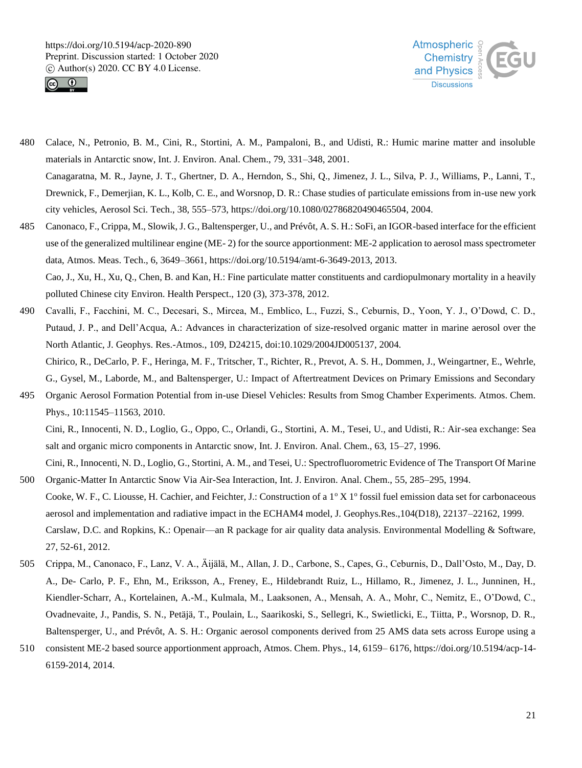Calace, N., Petronio, B. M., Cini, R., Stortini, A. M., Pampaloni, B., and Udisti, R.: Humic marine matter and insoluble materials in Antarctic snow, Int. J. Environ. Anal. Chem., 79, 331–348, 2001.

Canagaratna, M. R., Jayne, J. T., Ghertner, D. A., Herndon, S., Shi, Q., Jimenez, J. L., Silva, P. J., Williams, P., Lanni, T., Drewnick, F., Demerjian, K. L., Kolb, C. E., and Worsnop, D. R.: Chase studies of particulate emissions from in-use new york city vehicles, Aerosol Sci. Tech., 38, 555–573, https://doi.org/10.1080/02786820490465504, 2004.

Canonaco, F., Crippa, M., Slowik, J. G., Baltensperger, U., and Prévôt, A. S. H.: SoFi, an IGOR-based interface for the efficient use of the generalized multilinear engine (ME- 2) for the source apportionment: ME-2 application to aerosol mass spectrometer data, Atmos. Meas. Tech., 6, 3649–3661, https://doi.org/10.5194/amt-6-3649-2013, 2013.

Cao, J., Xu, H., Xu, Q., Chen, B. and Kan, H.: Fine particulate matter constituents and cardiopulmonary mortality in a heavily polluted Chinese city Environ. Health Perspect., 120 (3), 373-378, 2012.

Cavalli, F., Facchini, M. C., Decesari, S., Mircea, M., Emblico, L., Fuzzi, S., Ceburnis, D., Yoon, Y. J., O'Dowd, C. D., Putaud, J. P., and Dell'Acqua, A.: Advances in characterization of size-resolved organic matter in marine aerosol over the North Atlantic, J. Geophys. Res.-Atmos., 109, D24215, doi:10.1029/2004JD005137, 2004.

Chirico, R., DeCarlo, P. F., Heringa, M. F., Tritscher, T., Richter, R., Prevot, A. S. H., Dommen, J., Weingartner, E., Wehrle, G., Gysel, M., Laborde, M., and Baltensperger, U.: Impact of Aftertreatment Devices on Primary Emissions and Secondary Organic Aerosol Formation Potential from in-use Diesel Vehicles: Results from Smog Chamber Experiments. Atmos. Chem. Phys., 10:11545–11563, 2010.

Cini, R., Innocenti, N. D., Loglio, G., Oppo, C., Orlandi, G., Stortini, A. M., Tesei, U., and Udisti, R.: Air-sea exchange: Sea salt and organic micro components in Antarctic snow, Int. J. Environ. Anal. Chem., 63, 15–27, 1996.

Cini, R., Innocenti, N. D., Loglio, G., Stortini, A. M., and Tesei, U.: Spectrofluorometric Evidence of The Transport Of Marine Organic-Matter In Antarctic Snow Via Air-Sea Interaction, Int. J. Environ. Anal. Chem., 55, 285–295, 1994.

Cooke, W. F., C. Liousse, H. Cachier, and Feichter, J.: Construction of a 1° X 1° fossil fuel emission data set for carbonaceous aerosol and implementation and radiative impact in the ECHAM4 model, J. Geophys.Res.,104(D18), 22137–22162, 1999.

Carslaw, D.C. and Ropkins, K.: Openair—an R package for air quality data analysis. Environmental Modelling & Software, 27, 52-61, 2012.

Crippa, M., Canonaco, F., Lanz, V. A., Äijälä, M., Allan, J. D., Carbone, S., Capes, G., Ceburnis, D., Dall'Osto, M., Day, D. A., De- Carlo, P. F., Ehn, M., Eriksson, A., Freney, E., Hildebrandt Ruiz, L., Hillamo, R., Jimenez, J. L., Junninen, H., Kiendler-Scharr, A., Kortelainen, A.-M., Kulmala, M., Laaksonen, A., Mensah, A. A., Mohr, C., Nemitz, E., O'Dowd, C., Ovadnevaite, J., Pandis, S. N., Petäjä, T., Poulain, L., Saarikoski, S., Sellegri, K., Swietlicki, E., Tiitta, P., Worsnop, D. R., Baltensperger, U., and Prévôt, A. S. H.: Organic aerosol components derived from 25 AMS data sets across Europe using a consistent ME-2 based source apportionment approach, Atmos. Chem. Phys., 14, 6159– 6176, https://doi.org/10.5194/acp-14-6159-2014, 2014.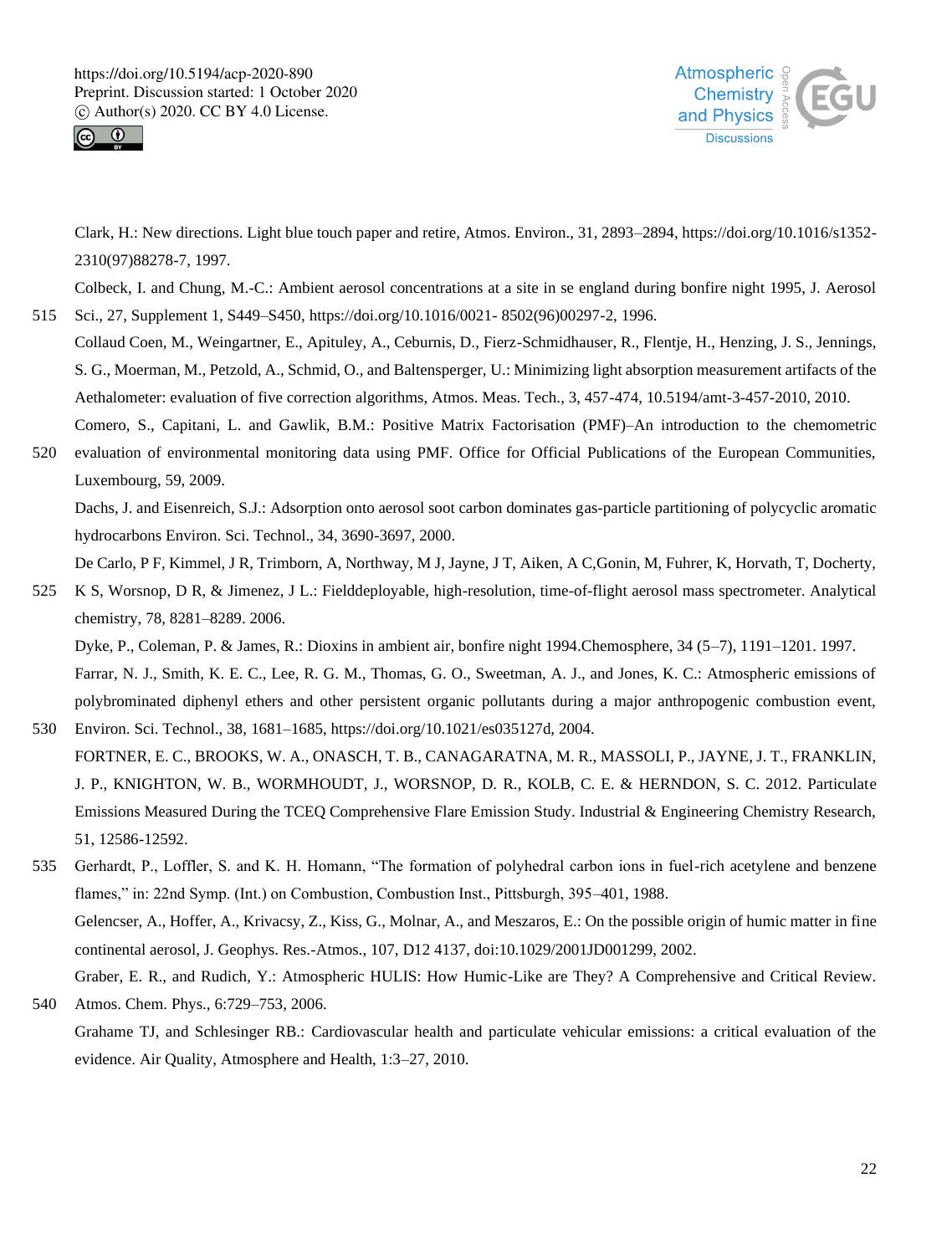Clark, H.: New directions. Light blue touch paper and retire, Atmos. Environ., 31, 2893–2894, https://doi.org/10.1016/s1352-2310(97)88278-7, 1997.

Colbeck, I. and Chung, M.-C.: Ambient aerosol concentrations at a site in se england during bonfire night 1995, J. Aerosol Sci., 27, Supplement 1, S449–S450, https://doi.org/10.1016/0021- 8502(96)00297-2, 1996.

Collaud Coen, M., Weingartner, E., Apituley, A., Ceburnis, D., Fierz-Schmidhauser, R., Flentje, H., Henzing, J. S., Jennings, S. G., Moerman, M., Petzold, A., Schmid, O., and Baltensperger, U.: Minimizing light absorption measurement artifacts of the Aethalometer: evaluation of five correction algorithms, Atmos. Meas. Tech., 3, 457-474, 10.5194/amt-3-457-2010, 2010.

Comero, S., Capitani, L. and Gawlik, B.M.: Positive Matrix Factorisation (PMF)–An introduction to the chemometric evaluation of environmental monitoring data using PMF. Office for Official Publications of the European Communities, Luxembourg, 59, 2009.

Dachs, J. and Eisenreich, S.J.: Adsorption onto aerosol soot carbon dominates gas-particle partitioning of polycyclic aromatic hydrocarbons Environ. Sci. Technol., 34, 3690-3697, 2000.

De Carlo, P F, Kimmel, J R, Trimborn, A, Northway, M J, Jayne, J T, Aiken, A C,Gonin, M, Fuhrer, K, Horvath, T, Docherty, K S, Worsnop, D R, & Jimenez, J L.: Fielddeployable, high-resolution, time-of-flight aerosol mass spectrometer. Analytical chemistry, 78, 8281–8289. 2006.

Dyke, P., Coleman, P. & James, R.: Dioxins in ambient air, bonfire night 1994.Chemosphere, 34 (5–7), 1191–1201. 1997.

Farrar, N. J., Smith, K. E. C., Lee, R. G. M., Thomas, G. O., Sweetman, A. J., and Jones, K. C.: Atmospheric emissions of polybrominated diphenyl ethers and other persistent organic pollutants during a major anthropogenic combustion event, Environ. Sci. Technol., 38, 1681–1685, https://doi.org/10.1021/es035127d, 2004.

FORTNER, E. C., BROOKS, W. A., ONASCH, T. B., CANAGARATNA, M. R., MASSOLI, P., JAYNE, J. T., FRANKLIN, J. P., KNIGHTON, W. B., WORMHOUDT, J., WORSNOP, D. R., KOLB, C. E. & HERNDON, S. C. 2012. Particulate Emissions Measured During the TCEQ Comprehensive Flare Emission Study. Industrial & Engineering Chemistry Research, 51, 12586-12592.

Gerhardt, P., Loffler, S. and K. H. Homann, "The formation of polyhedral carbon ions in fuel-rich acetylene and benzene flames," in: 22nd Symp. (Int.) on Combustion, Combustion Inst., Pittsburgh, 395–401, 1988.

Gelencser, A., Hoffer, A., Krivacsy, Z., Kiss, G., Molnar, A., and Meszaros, E.: On the possible origin of humic matter in fine continental aerosol, J. Geophys. Res.-Atmos., 107, D12 4137, doi:10.1029/2001JD001299, 2002.

Graber, E. R., and Rudich, Y.: Atmospheric HULIS: How Humic-Like are They? A Comprehensive and Critical Review. Atmos. Chem. Phys., 6:729–753, 2006.

Grahame TJ, and Schlesinger RB.: Cardiovascular health and particulate vehicular emissions: a critical evaluation of the evidence. Air Quality, Atmosphere and Health, 1:3–27, 2010.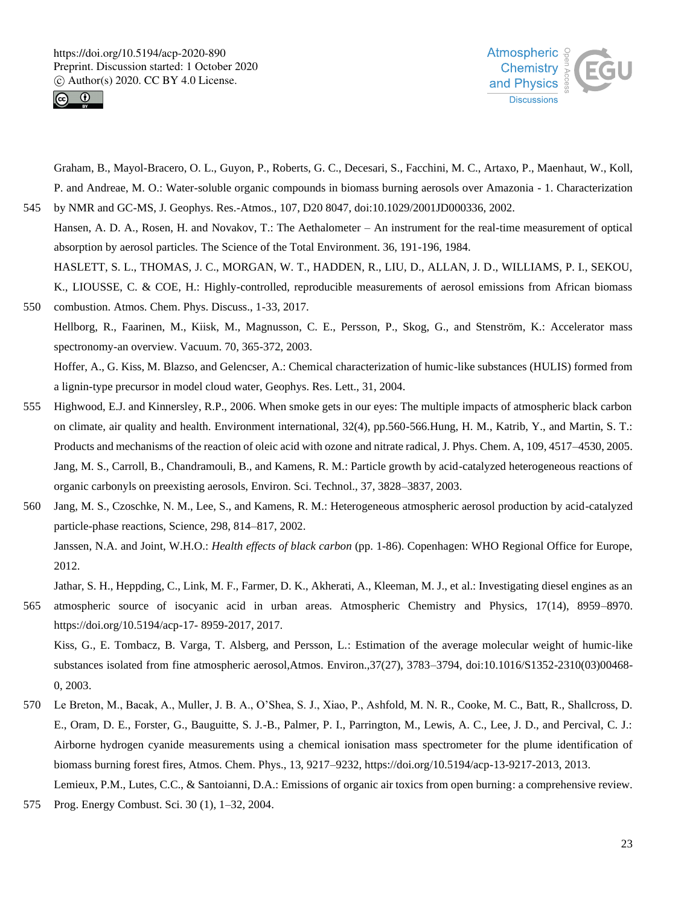Graham, B., Mayol-Bracero, O. L., Guyon, P., Roberts, G. C., Decesari, S., Facchini, M. C., Artaxo, P., Maenhaut, W., Koll, P. and Andreae, M. O.: Water-soluble organic compounds in biomass burning aerosols over Amazonia - 1. Characterization by NMR and GC-MS, J. Geophys. Res.-Atmos., 107, D20 8047, doi:10.1029/2001JD000336, 2002.

Hansen, A. D. A., Rosen, H. and Novakov, T.: The Aethalometer – An instrument for the real-time measurement of optical absorption by aerosol particles. The Science of the Total Environment. 36, 191-196, 1984.

HASLETT, S. L., THOMAS, J. C., MORGAN, W. T., HADDEN, R., LIU, D., ALLAN, J. D., WILLIAMS, P. I., SEKOU, K., LIOUSSE, C. & COE, H.: Highly-controlled, reproducible measurements of aerosol emissions from African biomass combustion. Atmos. Chem. Phys. Discuss., 1-33, 2017.

Hellborg, R., Faarinen, M., Kiisk, M., Magnusson, C. E., Persson, P., Skog, G., and Stenström, K.: Accelerator mass spectronomy-an overview. Vacuum. 70, 365-372, 2003.

Hoffer, A., G. Kiss, M. Blazso, and Gelencser, A.: Chemical characterization of humic-like substances (HULIS) formed from a lignin-type precursor in model cloud water, Geophys. Res. Lett., 31, 2004.

Highwood, E.J. and Kinnersley, R.P., 2006. When smoke gets in our eyes: The multiple impacts of atmospheric black carbon on climate, air quality and health. Environment international, 32(4), pp.560-566.Hung, H. M., Katrib, Y., and Martin, S. T.: Products and mechanisms of the reaction of oleic acid with ozone and nitrate radical, J. Phys. Chem. A, 109, 4517–4530, 2005.

Jang, M. S., Carroll, B., Chandramouli, B., and Kamens, R. M.: Particle growth by acid-catalyzed heterogeneous reactions of organic carbonyls on preexisting aerosols, Environ. Sci. Technol., 37, 3828–3837, 2003.

Jang, M. S., Czoschke, N. M., Lee, S., and Kamens, R. M.: Heterogeneous atmospheric aerosol production by acid-catalyzed particle-phase reactions, Science, 298, 814–817, 2002.

Janssen, N.A. and Joint, W.H.O.: *Health effects of black carbon* (pp. 1-86). Copenhagen: WHO Regional Office for Europe, 2012.

Jathar, S. H., Heppding, C., Link, M. F., Farmer, D. K., Akherati, A., Kleeman, M. J., et al.: Investigating diesel engines as an atmospheric source of isocyanic acid in urban areas. Atmospheric Chemistry and Physics, 17(14), 8959–8970. https://doi.org/10.5194/acp-17- 8959-2017, 2017.

Kiss, G., E. Tombacz, B. Varga, T. Alsberg, and Persson, L.: Estimation of the average molecular weight of humic-like substances isolated from fine atmospheric aerosol,Atmos. Environ.,37(27), 3783–3794, doi:10.1016/S1352-2310(03)00468-0, 2003.

Le Breton, M., Bacak, A., Muller, J. B. A., O'Shea, S. J., Xiao, P., Ashfold, M. N. R., Cooke, M. C., Batt, R., Shallcross, D. E., Oram, D. E., Forster, G., Bauguitte, S. J.-B., Palmer, P. I., Parrington, M., Lewis, A. C., Lee, J. D., and Percival, C. J.: Airborne hydrogen cyanide measurements using a chemical ionisation mass spectrometer for the plume identification of biomass burning forest fires, Atmos. Chem. Phys., 13, 9217–9232, https://doi.org/10.5194/acp-13-9217-2013, 2013.

Lemieux, P.M., Lutes, C.C., & Santoianni, D.A.: Emissions of organic air toxics from open burning: a comprehensive review. Prog. Energy Combust. Sci. 30 (1), 1–32, 2004.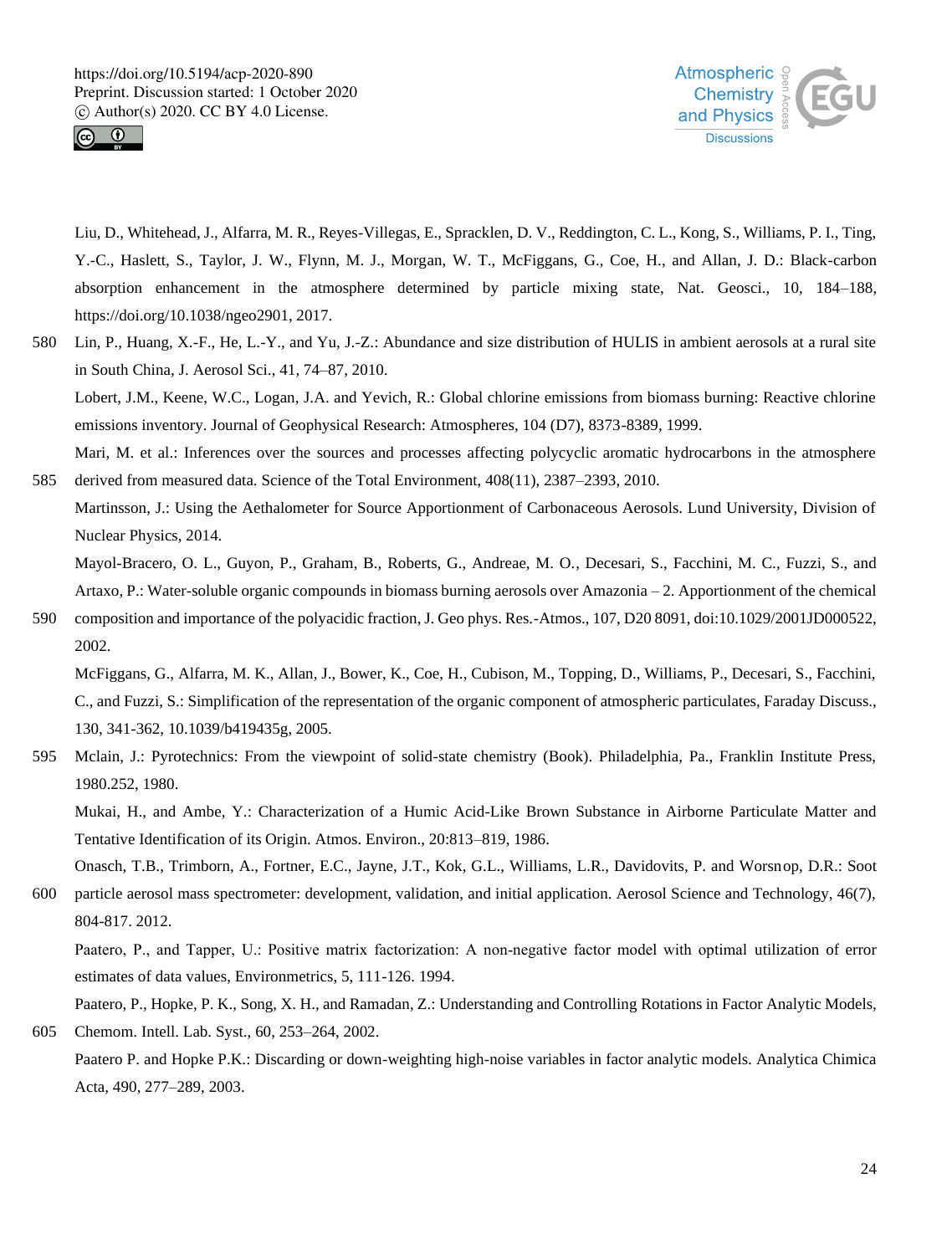Liu, D., Whitehead, J., Alfarra, M. R., Reyes-Villegas, E., Spracklen, D. V., Reddington, C. L., Kong, S., Williams, P. I., Ting, Y.-C., Haslett, S., Taylor, J. W., Flynn, M. J., Morgan, W. T., McFiggans, G., Coe, H., and Allan, J. D.: Black-carbon absorption enhancement in the atmosphere determined by particle mixing state, Nat. Geosci., 10, 184–188, https://doi.org/10.1038/ngeo2901, 2017.

Lin, P., Huang, X.-F., He, L.-Y., and Yu, J.-Z.: Abundance and size distribution of HULIS in ambient aerosols at a rural site in South China, J. Aerosol Sci., 41, 74–87, 2010.

Lobert, J.M., Keene, W.C., Logan, J.A. and Yevich, R.: Global chlorine emissions from biomass burning: Reactive chlorine emissions inventory. Journal of Geophysical Research: Atmospheres, 104 (D7), 8373-8389, 1999.

Mari, M. et al.: Inferences over the sources and processes affecting polycyclic aromatic hydrocarbons in the atmosphere derived from measured data. Science of the Total Environment, 408(11), 2387–2393, 2010.

Martinsson, J.: Using the Aethalometer for Source Apportionment of Carbonaceous Aerosols. Lund University, Division of Nuclear Physics, 2014.

Mayol-Bracero, O. L., Guyon, P., Graham, B., Roberts, G., Andreae, M. O., Decesari, S., Facchini, M. C., Fuzzi, S., and Artaxo, P.: Water-soluble organic compounds in biomass burning aerosols over Amazonia – 2. Apportionment of the chemical composition and importance of the polyacidic fraction, J. Geo phys. Res.-Atmos., 107, D20 8091, doi:10.1029/2001JD000522, 2002.

McFiggans, G., Alfarra, M. K., Allan, J., Bower, K., Coe, H., Cubison, M., Topping, D., Williams, P., Decesari, S., Facchini, C., and Fuzzi, S.: Simplification of the representation of the organic component of atmospheric particulates, Faraday Discuss., 130, 341-362, 10.1039/b419435g, 2005.

Mclain, J.: Pyrotechnics: From the viewpoint of solid-state chemistry (Book). Philadelphia, Pa., Franklin Institute Press, 1980.252, 1980.

Mukai, H., and Ambe, Y.: Characterization of a Humic Acid-Like Brown Substance in Airborne Particulate Matter and Tentative Identification of its Origin. Atmos. Environ., 20:813–819, 1986.

Onasch, T.B., Trimborn, A., Fortner, E.C., Jayne, J.T., Kok, G.L., Williams, L.R., Davidovits, P. and Worsnop, D.R.: Soot particle aerosol mass spectrometer: development, validation, and initial application. Aerosol Science and Technology, 46(7), 804-817. 2012.

Paatero, P., and Tapper, U.: Positive matrix factorization: A non-negative factor model with optimal utilization of error estimates of data values, Environmetrics, 5, 111-126. 1994.

Paatero, P., Hopke, P. K., Song, X. H., and Ramadan, Z.: Understanding and Controlling Rotations in Factor Analytic Models, Chemom. Intell. Lab. Syst., 60, 253–264, 2002.

Paatero P. and Hopke P.K.: Discarding or down-weighting high-noise variables in factor analytic models. Analytica Chimica Acta, 490, 277–289, 2003.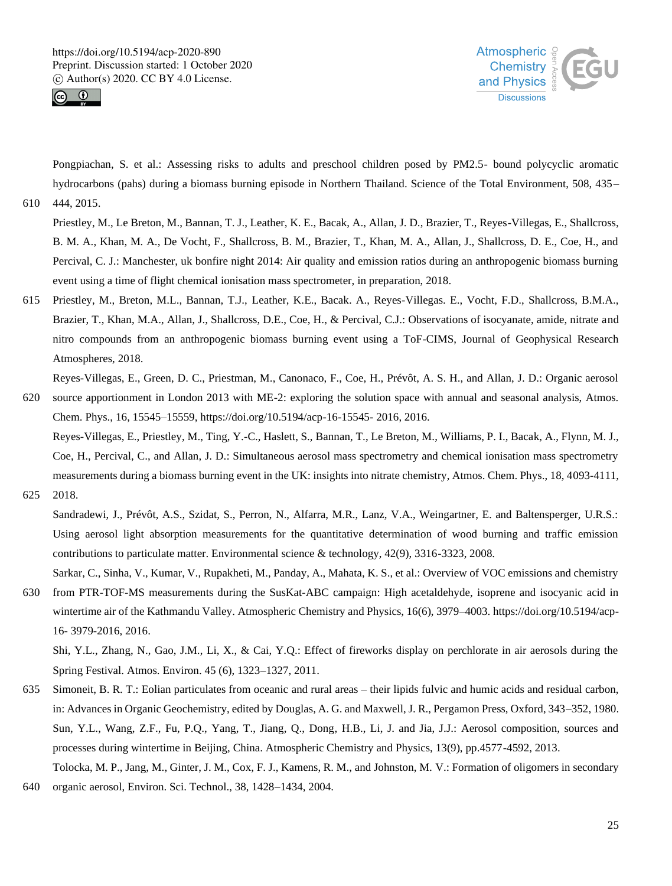Pongpiachan, S. et al.: Assessing risks to adults and preschool children posed by PM2.5- bound polycyclic aromatic hydrocarbons (pahs) during a biomass burning episode in Northern Thailand. Science of the Total Environment, 508, 435–444, 2015.

Priestley, M., Le Breton, M., Bannan, T. J., Leather, K. E., Bacak, A., Allan, J. D., Brazier, T., Reyes-Villegas, E., Shallcross, B. M. A., Khan, M. A., De Vocht, F., Shallcross, B. M., Brazier, T., Khan, M. A., Allan, J., Shallcross, D. E., Coe, H., and Percival, C. J.: Manchester, uk bonfire night 2014: Air quality and emission ratios during an anthropogenic biomass burning event using a time of flight chemical ionisation mass spectrometer, in preparation, 2018.

Priestley, M., Breton, M.L., Bannan, T.J., Leather, K.E., Bacak. A., Reyes-Villegas. E., Vocht, F.D., Shallcross, B.M.A., Brazier, T., Khan, M.A., Allan, J., Shallcross, D.E., Coe, H., & Percival, C.J.: Observations of isocyanate, amide, nitrate and nitro compounds from an anthropogenic biomass burning event using a ToF-CIMS, Journal of Geophysical Research Atmospheres, 2018.

Reyes-Villegas, E., Green, D. C., Priestman, M., Canonaco, F., Coe, H., Prévôt, A. S. H., and Allan, J. D.: Organic aerosol source apportionment in London 2013 with ME-2: exploring the solution space with annual and seasonal analysis, Atmos. Chem. Phys., 16, 15545–15559, https://doi.org/10.5194/acp-16-15545- 2016, 2016.

Reyes-Villegas, E., Priestley, M., Ting, Y.-C., Haslett, S., Bannan, T., Le Breton, M., Williams, P. I., Bacak, A., Flynn, M. J., Coe, H., Percival, C., and Allan, J. D.: Simultaneous aerosol mass spectrometry and chemical ionisation mass spectrometry measurements during a biomass burning event in the UK: insights into nitrate chemistry, Atmos. Chem. Phys., 18, 4093-4111, 2018.

Sandradewi, J., Prévôt, A.S., Szidat, S., Perron, N., Alfarra, M.R., Lanz, V.A., Weingartner, E. and Baltensperger, U.R.S.: Using aerosol light absorption measurements for the quantitative determination of wood burning and traffic emission contributions to particulate matter. Environmental science & technology, 42(9), 3316-3323, 2008.

Sarkar, C., Sinha, V., Kumar, V., Rupakheti, M., Panday, A., Mahata, K. S., et al.: Overview of VOC emissions and chemistry from PTR-TOF-MS measurements during the SusKat-ABC campaign: High acetaldehyde, isoprene and isocyanic acid in wintertime air of the Kathmandu Valley. Atmospheric Chemistry and Physics, 16(6), 3979–4003. https://doi.org/10.5194/acp-16- 3979-2016, 2016.

Shi, Y.L., Zhang, N., Gao, J.M., Li, X., & Cai, Y.Q.: Effect of fireworks display on perchlorate in air aerosols during the Spring Festival. Atmos. Environ. 45 (6), 1323–1327, 2011.

Simoneit, B. R. T.: Eolian particulates from oceanic and rural areas – their lipids fulvic and humic acids and residual carbon, in: Advances in Organic Geochemistry, edited by Douglas, A. G. and Maxwell, J. R., Pergamon Press, Oxford, 343–352, 1980.

Sun, Y.L., Wang, Z.F., Fu, P.Q., Yang, T., Jiang, Q., Dong, H.B., Li, J. and Jia, J.J.: Aerosol composition, sources and processes during wintertime in Beijing, China. Atmospheric Chemistry and Physics, 13(9), pp.4577-4592, 2013.

Tolocka, M. P., Jang, M., Ginter, J. M., Cox, F. J., Kamens, R. M., and Johnston, M. V.: Formation of oligomers in secondary organic aerosol, Environ. Sci. Technol., 38, 1428–1434, 2004.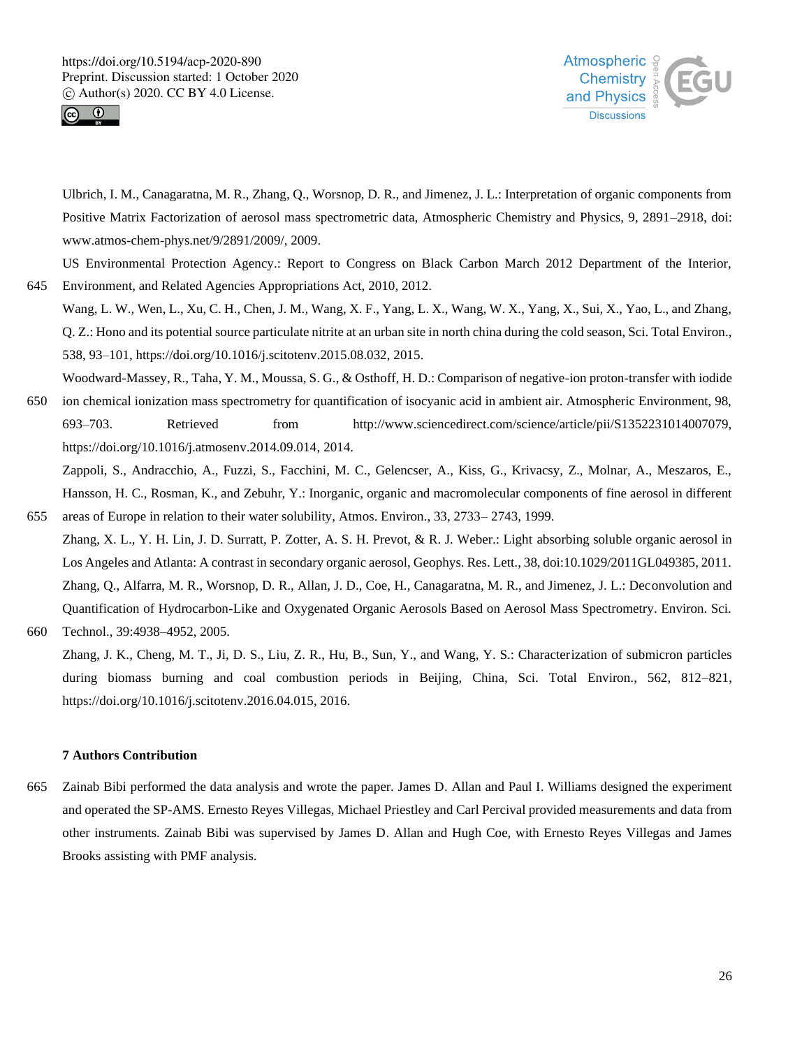Ulbrich, I. M., Canagaratna, M. R., Zhang, Q., Worsnop, D. R., and Jimenez, J. L.: Interpretation of organic components from Positive Matrix Factorization of aerosol mass spectrometric data, Atmospheric Chemistry and Physics, 9, 2891–2918, doi: www.atmos-chem-phys.net/9/2891/2009/, 2009.

US Environmental Protection Agency.: Report to Congress on Black Carbon March 2012 Department of the Interior, Environment, and Related Agencies Appropriations Act, 2010, 2012.

Wang, L. W., Wen, L., Xu, C. H., Chen, J. M., Wang, X. F., Yang, L. X., Wang, W. X., Yang, X., Sui, X., Yao, L., and Zhang, Q. Z.: Hono and its potential source particulate nitrite at an urban site in north china during the cold season, Sci. Total Environ., 538, 93–101, https://doi.org/10.1016/j.scitotenv.2015.08.032, 2015.

Woodward-Massey, R., Taha, Y. M., Moussa, S. G., & Osthoff, H. D.: Comparison of negative-ion proton-transfer with iodide ion chemical ionization mass spectrometry for quantification of isocyanic acid in ambient air. Atmospheric Environment, 98, 693–703. Retrieved from http://www.sciencedirect.com/science/article/pii/S1352231014007079, https://doi.org/10.1016/j.atmosenv.2014.09.014, 2014.

Zappoli, S., Andracchio, A., Fuzzi, S., Facchini, M. C., Gelencser, A., Kiss, G., Krivacsy, Z., Molnar, A., Meszaros, E., Hansson, H. C., Rosman, K., and Zebuhr, Y.: Inorganic, organic and macromolecular components of fine aerosol in different areas of Europe in relation to their water solubility, Atmos. Environ., 33, 2733– 2743, 1999.

Zhang, X. L., Y. H. Lin, J. D. Surratt, P. Zotter, A. S. H. Prevot, & R. J. Weber.: Light absorbing soluble organic aerosol in Los Angeles and Atlanta: A contrast in secondary organic aerosol, Geophys. Res. Lett., 38, doi:10.1029/2011GL049385, 2011.

Zhang, Q., Alfarra, M. R., Worsnop, D. R., Allan, J. D., Coe, H., Canagaratna, M. R., and Jimenez, J. L.: Deconvolution and Quantification of Hydrocarbon-Like and Oxygenated Organic Aerosols Based on Aerosol Mass Spectrometry. Environ. Sci. Technol., 39:4938–4952, 2005.

Zhang, J. K., Cheng, M. T., Ji, D. S., Liu, Z. R., Hu, B., Sun, Y., and Wang, Y. S.: Characterization of submicron particles during biomass burning and coal combustion periods in Beijing, China, Sci. Total Environ., 562, 812–821, https://doi.org/10.1016/j.scitotenv.2016.04.015, 2016.

## 7 Authors Contribution

Zainab Bibi performed the data analysis and wrote the paper. James D. Allan and Paul I. Williams designed the experiment and operated the SP-AMS. Ernesto Reyes Villegas, Michael Priestley and Carl Percival provided measurements and data from other instruments. Zainab Bibi was supervised by James D. Allan and Hugh Coe, with Ernesto Reyes Villegas and James Brooks assisting with PMF analysis.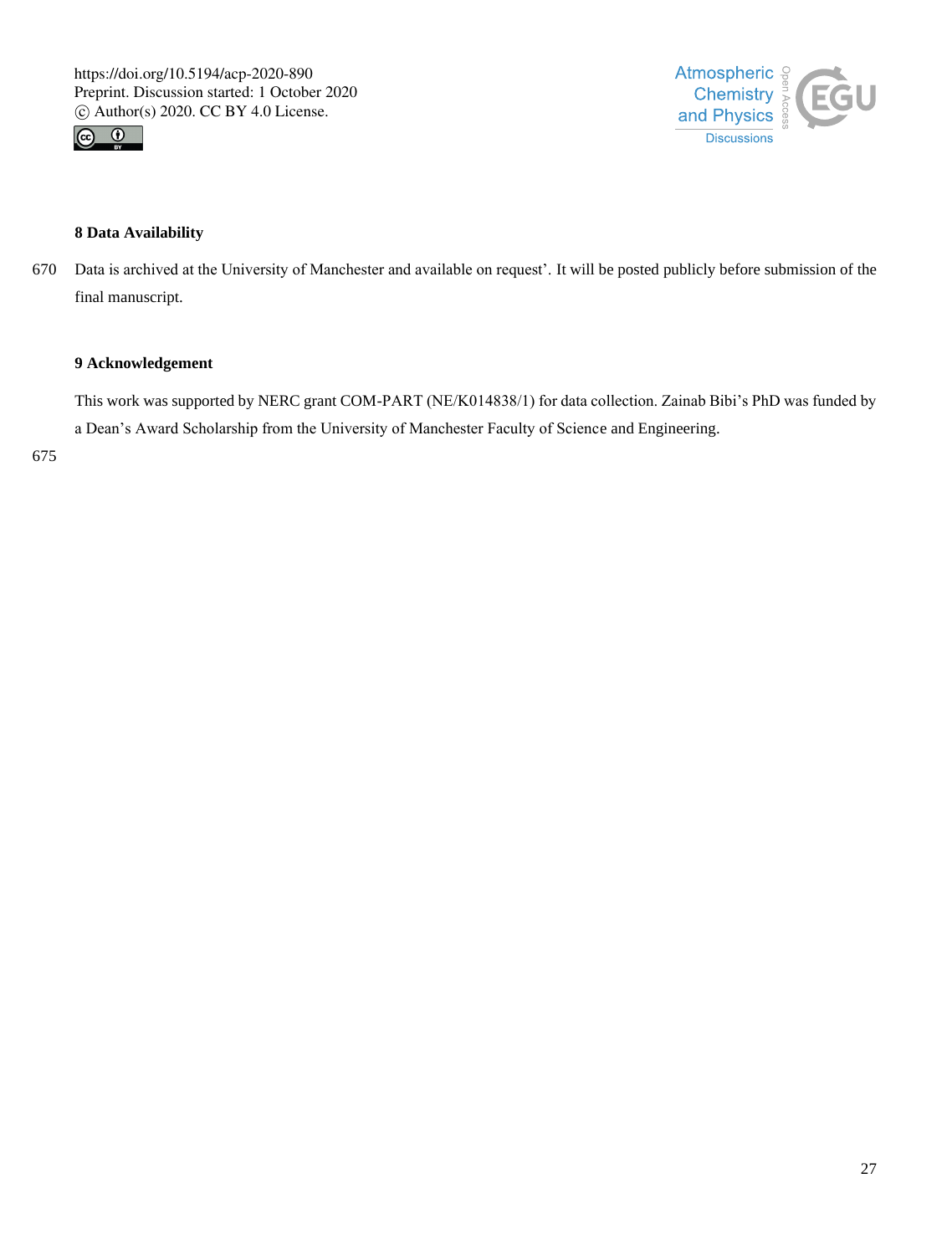## 8 Data Availability

Data is archived at the University of Manchester and available on request'. It will be posted publicly before submission of the final manuscript.

## 9 Acknowledgement

This work was supported by NERC grant COM-PART (NE/K014838/1) for data collection. Zainab Bibi's PhD was funded by a Dean's Award Scholarship from the University of Manchester Faculty of Science and Engineering.